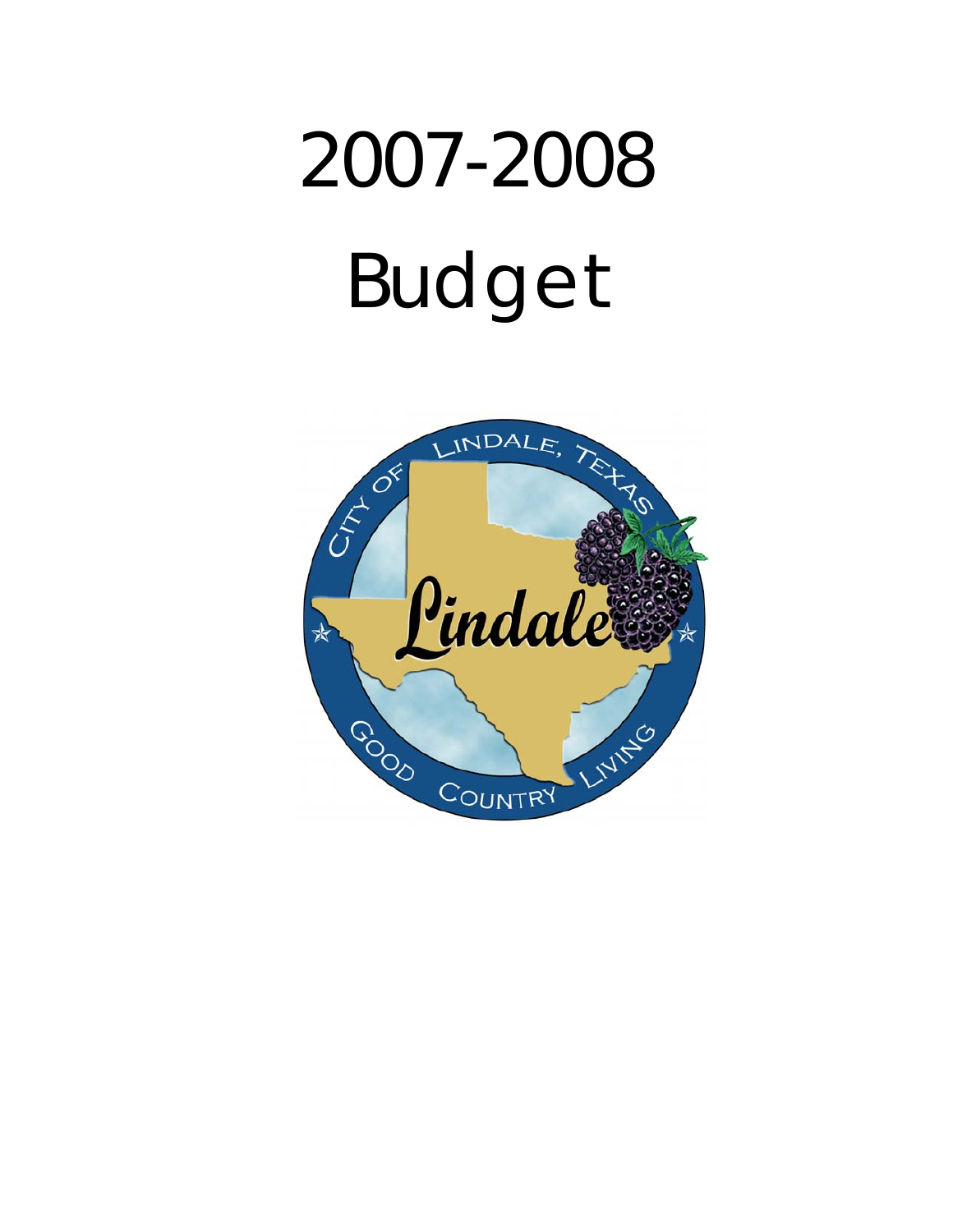# 2007-2008

# Budget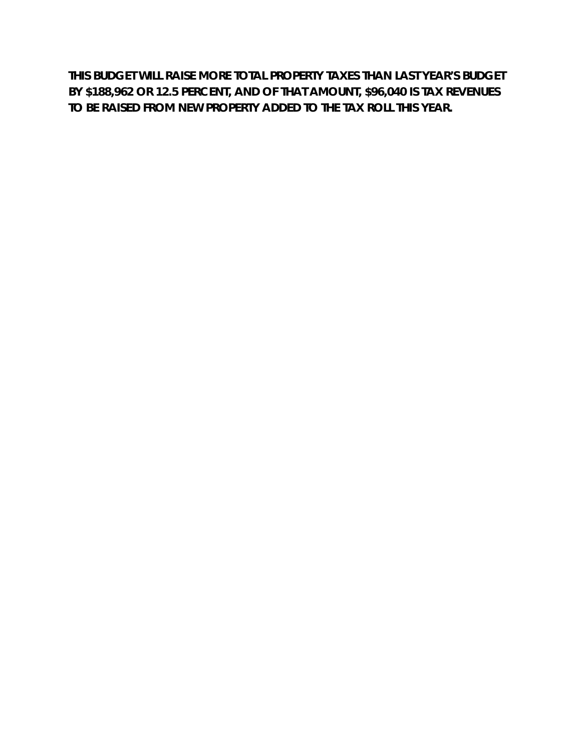**THIS BUDGET WILL RAISE MORE TOTAL PROPERTY TAXES THAN LAST YEAR'S BUDGET BY $188,962 OR 12.5 PERCENT, AND OF THAT AMOUNT, $96,040 IS TAX REVENUES TO BE RAISED FROM NEW PROPERTY ADDED TO THE TAX ROLL THIS YEAR.**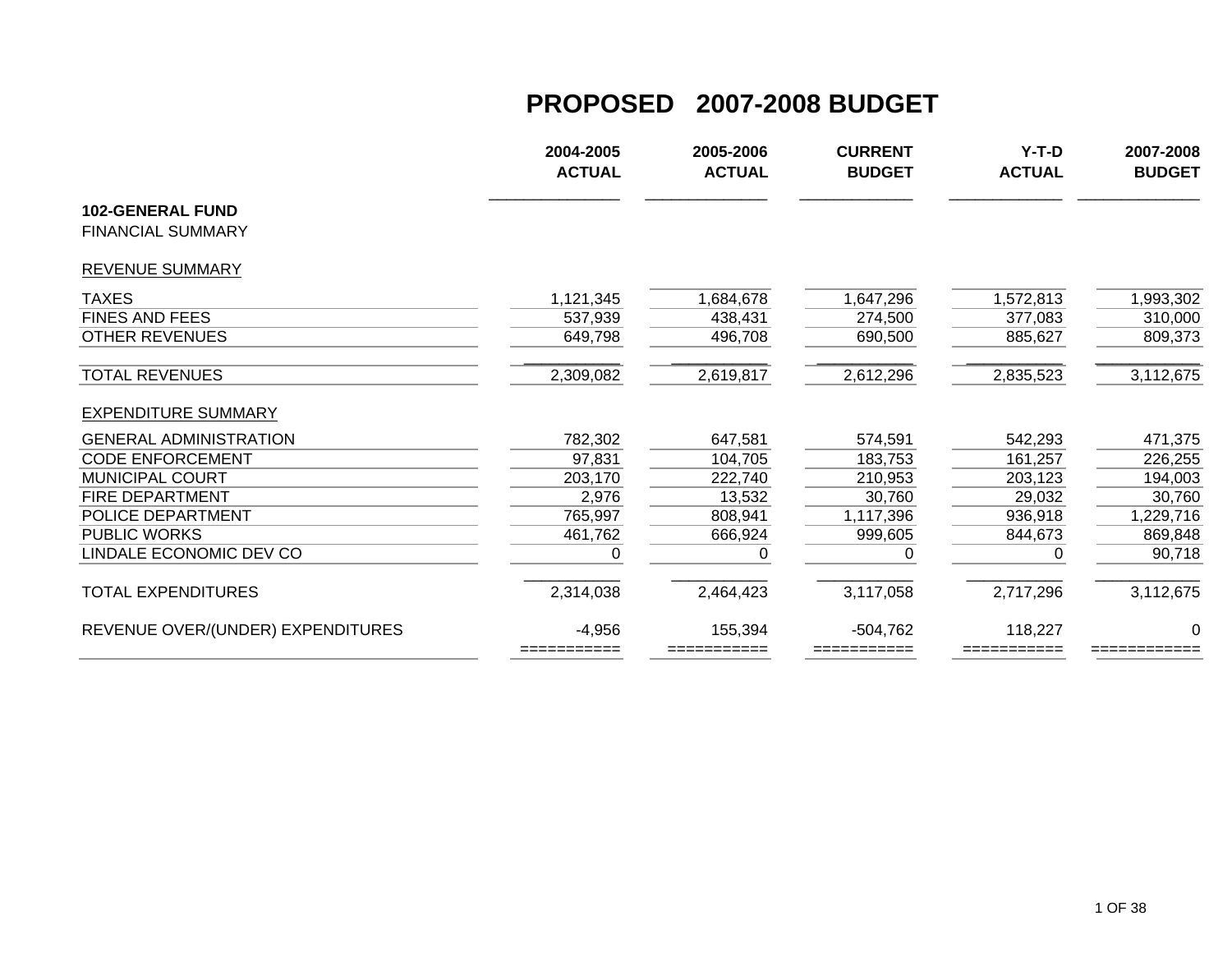# PROPOSED 2007-2008 BUDGET

| | 2004-2005 ACTUAL | 2005-2006 ACTUAL | CURRENT BUDGET | Y-T-D ACTUAL | 2007-2008 BUDGET |
|---|---|---|---|---|---|
| **102-GENERAL FUND** | | | | | |
| FINANCIAL SUMMARY | | | | | |
| REVENUE SUMMARY | | | | | |
| TAXES | 1,121,345 | 1,684,678 | 1,647,296 | 1,572,813 | 1,993,302 |
| FINES AND FEES | 537,939 | 438,431 | 274,500 | 377,083 | 310,000 |
| OTHER REVENUES | 649,798 | 496,708 | 690,500 | 885,627 | 809,373 |
| TOTAL REVENUES | 2,309,082 | 2,619,817 | 2,612,296 | 2,835,523 | 3,112,675 |
| EXPENDITURE SUMMARY | | | | | |
| GENERAL ADMINISTRATION | 782,302 | 647,581 | 574,591 | 542,293 | 471,375 |
| CODE ENFORCEMENT | 97,831 | 104,705 | 183,753 | 161,257 | 226,255 |
| MUNICIPAL COURT | 203,170 | 222,740 | 210,953 | 203,123 | 194,003 |
| FIRE DEPARTMENT | 2,976 | 13,532 | 30,760 | 29,032 | 30,760 |
| POLICE DEPARTMENT | 765,997 | 808,941 | 1,117,396 | 936,918 | 1,229,716 |
| PUBLIC WORKS | 461,762 | 666,924 | 999,605 | 844,673 | 869,848 |
| LINDALE ECONOMIC DEV CO | 0 | 0 | 0 | 0 | 90,718 |
| TOTAL EXPENDITURES | 2,314,038 | 2,464,423 | 3,117,058 | 2,717,296 | 3,112,675 |
| REVENUE OVER/(UNDER) EXPENDITURES | -4,956 | 155,394 | -504,762 | 118,227 | 0 |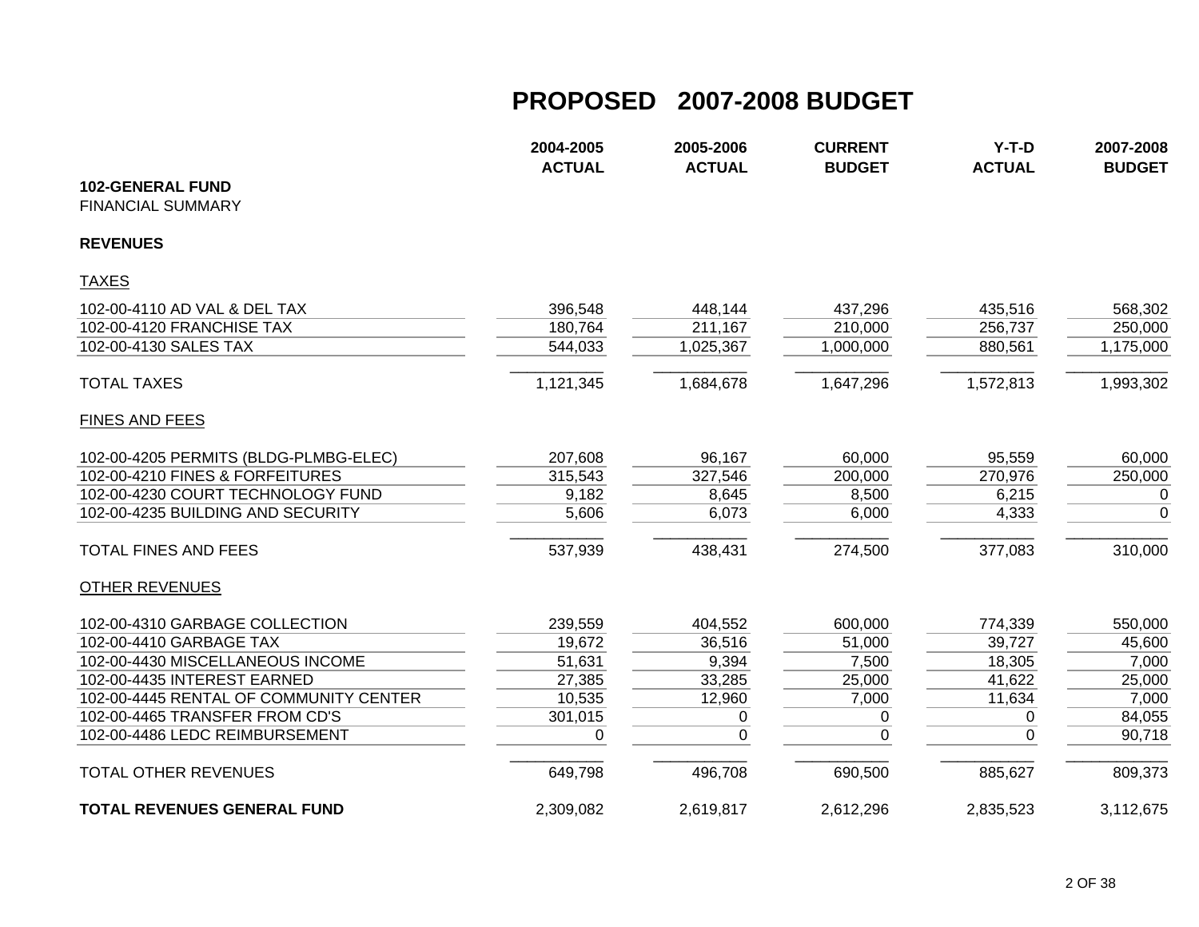# PROPOSED 2007-2008 BUDGET

| | 2004-2005 ACTUAL | 2005-2006 ACTUAL | CURRENT BUDGET | Y-T-D ACTUAL | 2007-2008 BUDGET |
|---|---|---|---|---|---|
| **102-GENERAL FUND** | | | | | |
| FINANCIAL SUMMARY | | | | | |
| **REVENUES** | | | | | |
| TAXES | | | | | |
| 102-00-4110 AD VAL & DEL TAX | 396,548 | 448,144 | 437,296 | 435,516 | 568,302 |
| 102-00-4120 FRANCHISE TAX | 180,764 | 211,167 | 210,000 | 256,737 | 250,000 |
| 102-00-4130 SALES TAX | 544,033 | 1,025,367 | 1,000,000 | 880,561 | 1,175,000 |
| TOTAL TAXES | 1,121,345 | 1,684,678 | 1,647,296 | 1,572,813 | 1,993,302 |
| FINES AND FEES | | | | | |
| 102-00-4205 PERMITS (BLDG-PLMBG-ELEC) | 207,608 | 96,167 | 60,000 | 95,559 | 60,000 |
| 102-00-4210 FINES & FORFEITURES | 315,543 | 327,546 | 200,000 | 270,976 | 250,000 |
| 102-00-4230 COURT TECHNOLOGY FUND | 9,182 | 8,645 | 8,500 | 6,215 | 0 |
| 102-00-4235 BUILDING AND SECURITY | 5,606 | 6,073 | 6,000 | 4,333 | 0 |
| TOTAL FINES AND FEES | 537,939 | 438,431 | 274,500 | 377,083 | 310,000 |
| OTHER REVENUES | | | | | |
| 102-00-4310 GARBAGE COLLECTION | 239,559 | 404,552 | 600,000 | 774,339 | 550,000 |
| 102-00-4410 GARBAGE TAX | 19,672 | 36,516 | 51,000 | 39,727 | 45,600 |
| 102-00-4430 MISCELLANEOUS INCOME | 51,631 | 9,394 | 7,500 | 18,305 | 7,000 |
| 102-00-4435 INTEREST EARNED | 27,385 | 33,285 | 25,000 | 41,622 | 25,000 |
| 102-00-4445 RENTAL OF COMMUNITY CENTER | 10,535 | 12,960 | 7,000 | 11,634 | 7,000 |
| 102-00-4465 TRANSFER FROM CD'S | 301,015 | 0 | 0 | 0 | 84,055 |
| 102-00-4486 LEDC REIMBURSEMENT | 0 | 0 | 0 | 0 | 90,718 |
| TOTAL OTHER REVENUES | 649,798 | 496,708 | 690,500 | 885,627 | 809,373 |
| **TOTAL REVENUES GENERAL FUND** | 2,309,082 | 2,619,817 | 2,612,296 | 2,835,523 | 3,112,675 |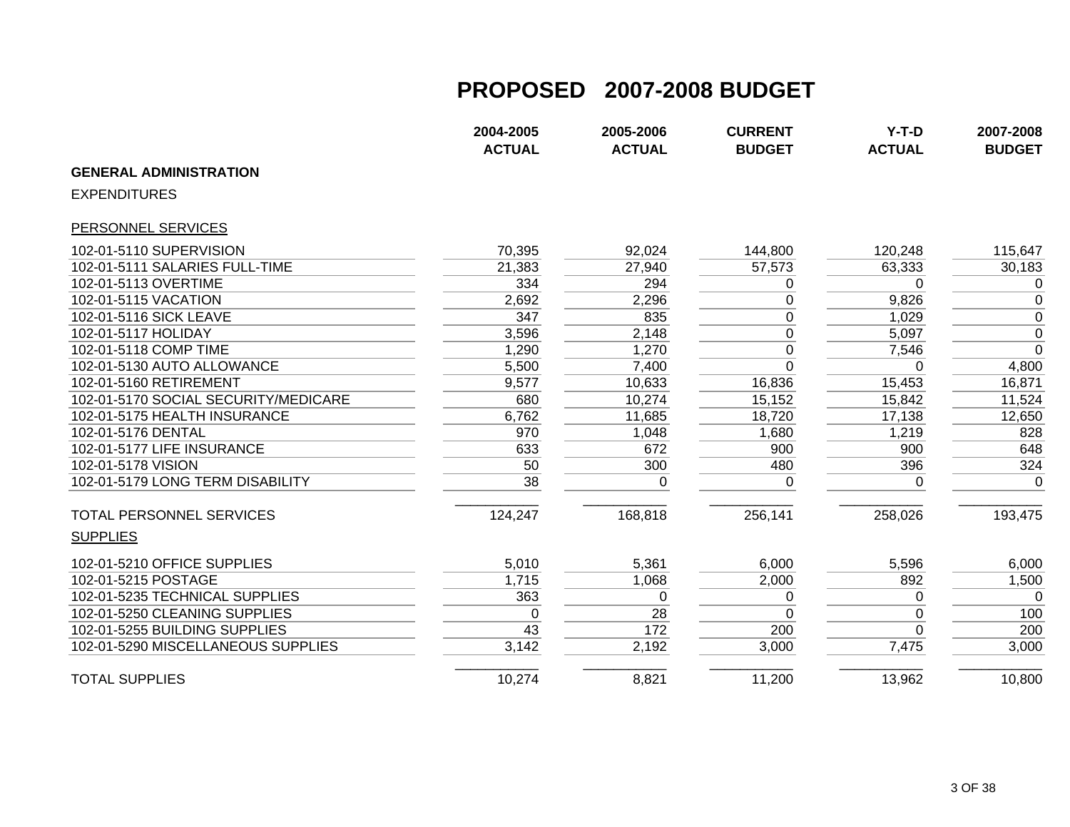# PROPOSED 2007-2008 BUDGET

| | 2004-2005 ACTUAL | 2005-2006 ACTUAL | CURRENT BUDGET | Y-T-D ACTUAL | 2007-2008 BUDGET |
|---|---|---|---|---|---|
| **GENERAL ADMINISTRATION** | | | | | |
| EXPENDITURES | | | | | |
| PERSONNEL SERVICES | | | | | |
| 102-01-5110 SUPERVISION | 70,395 | 92,024 | 144,800 | 120,248 | 115,647 |
| 102-01-5111 SALARIES FULL-TIME | 21,383 | 27,940 | 57,573 | 63,333 | 30,183 |
| 102-01-5113 OVERTIME | 334 | 294 | 0 | 0 | 0 |
| 102-01-5115 VACATION | 2,692 | 2,296 | 0 | 9,826 | 0 |
| 102-01-5116 SICK LEAVE | 347 | 835 | 0 | 1,029 | 0 |
| 102-01-5117 HOLIDAY | 3,596 | 2,148 | 0 | 5,097 | 0 |
| 102-01-5118 COMP TIME | 1,290 | 1,270 | 0 | 7,546 | 0 |
| 102-01-5130 AUTO ALLOWANCE | 5,500 | 7,400 | 0 | 0 | 4,800 |
| 102-01-5160 RETIREMENT | 9,577 | 10,633 | 16,836 | 15,453 | 16,871 |
| 102-01-5170 SOCIAL SECURITY/MEDICARE | 680 | 10,274 | 15,152 | 15,842 | 11,524 |
| 102-01-5175 HEALTH INSURANCE | 6,762 | 11,685 | 18,720 | 17,138 | 12,650 |
| 102-01-5176 DENTAL | 970 | 1,048 | 1,680 | 1,219 | 828 |
| 102-01-5177 LIFE INSURANCE | 633 | 672 | 900 | 900 | 648 |
| 102-01-5178 VISION | 50 | 300 | 480 | 396 | 324 |
| 102-01-5179 LONG TERM DISABILITY | 38 | 0 | 0 | 0 | 0 |
| TOTAL PERSONNEL SERVICES | 124,247 | 168,818 | 256,141 | 258,026 | 193,475 |
| SUPPLIES | | | | | |
| 102-01-5210 OFFICE SUPPLIES | 5,010 | 5,361 | 6,000 | 5,596 | 6,000 |
| 102-01-5215 POSTAGE | 1,715 | 1,068 | 2,000 | 892 | 1,500 |
| 102-01-5235 TECHNICAL SUPPLIES | 363 | 0 | 0 | 0 | 0 |
| 102-01-5250 CLEANING SUPPLIES | 0 | 28 | 0 | 0 | 100 |
| 102-01-5255 BUILDING SUPPLIES | 43 | 172 | 200 | 0 | 200 |
| 102-01-5290 MISCELLANEOUS SUPPLIES | 3,142 | 2,192 | 3,000 | 7,475 | 3,000 |
| TOTAL SUPPLIES | 10,274 | 8,821 | 11,200 | 13,962 | 10,800 |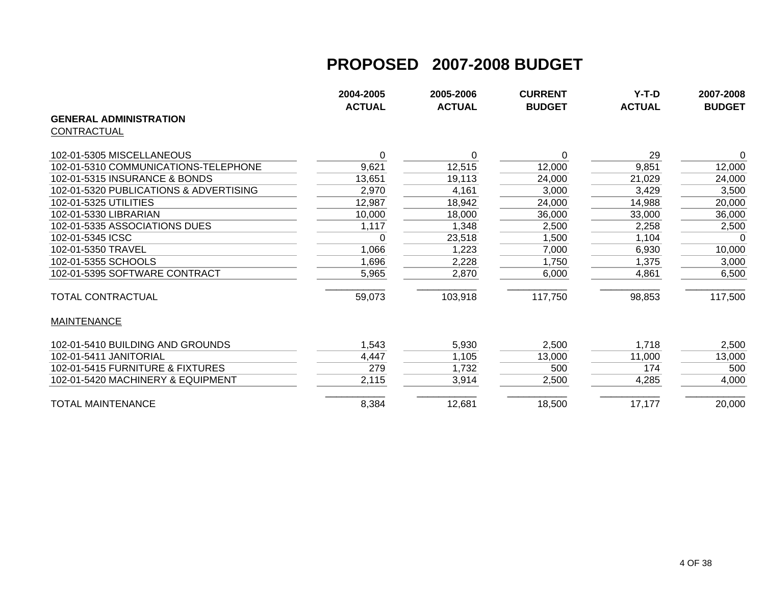# PROPOSED 2007-2008 BUDGET

## GENERAL ADMINISTRATION

### CONTRACTUAL

| | 2004-2005 ACTUAL | 2005-2006 ACTUAL | CURRENT BUDGET | Y-T-D ACTUAL | 2007-2008 BUDGET |
|---|---|---|---|---|---|
| 102-01-5305 MISCELLANEOUS | 0 | 0 | 0 | 29 | 0 |
| 102-01-5310 COMMUNICATIONS-TELEPHONE | 9,621 | 12,515 | 12,000 | 9,851 | 12,000 |
| 102-01-5315 INSURANCE & BONDS | 13,651 | 19,113 | 24,000 | 21,029 | 24,000 |
| 102-01-5320 PUBLICATIONS & ADVERTISING | 2,970 | 4,161 | 3,000 | 3,429 | 3,500 |
| 102-01-5325 UTILITIES | 12,987 | 18,942 | 24,000 | 14,988 | 20,000 |
| 102-01-5330 LIBRARIAN | 10,000 | 18,000 | 36,000 | 33,000 | 36,000 |
| 102-01-5335 ASSOCIATIONS DUES | 1,117 | 1,348 | 2,500 | 2,258 | 2,500 |
| 102-01-5345 ICSC | 0 | 23,518 | 1,500 | 1,104 | 0 |
| 102-01-5350 TRAVEL | 1,066 | 1,223 | 7,000 | 6,930 | 10,000 |
| 102-01-5355 SCHOOLS | 1,696 | 2,228 | 1,750 | 1,375 | 3,000 |
| 102-01-5395 SOFTWARE CONTRACT | 5,965 | 2,870 | 6,000 | 4,861 | 6,500 |
| TOTAL CONTRACTUAL | 59,073 | 103,918 | 117,750 | 98,853 | 117,500 |

### MAINTENANCE

| | 2004-2005 ACTUAL | 2005-2006 ACTUAL | CURRENT BUDGET | Y-T-D ACTUAL | 2007-2008 BUDGET |
|---|---|---|---|---|---|
| 102-01-5410 BUILDING AND GROUNDS | 1,543 | 5,930 | 2,500 | 1,718 | 2,500 |
| 102-01-5411 JANITORIAL | 4,447 | 1,105 | 13,000 | 11,000 | 13,000 |
| 102-01-5415 FURNITURE & FIXTURES | 279 | 1,732 | 500 | 174 | 500 |
| 102-01-5420 MACHINERY & EQUIPMENT | 2,115 | 3,914 | 2,500 | 4,285 | 4,000 |
| TOTAL MAINTENANCE | 8,384 | 12,681 | 18,500 | 17,177 | 20,000 |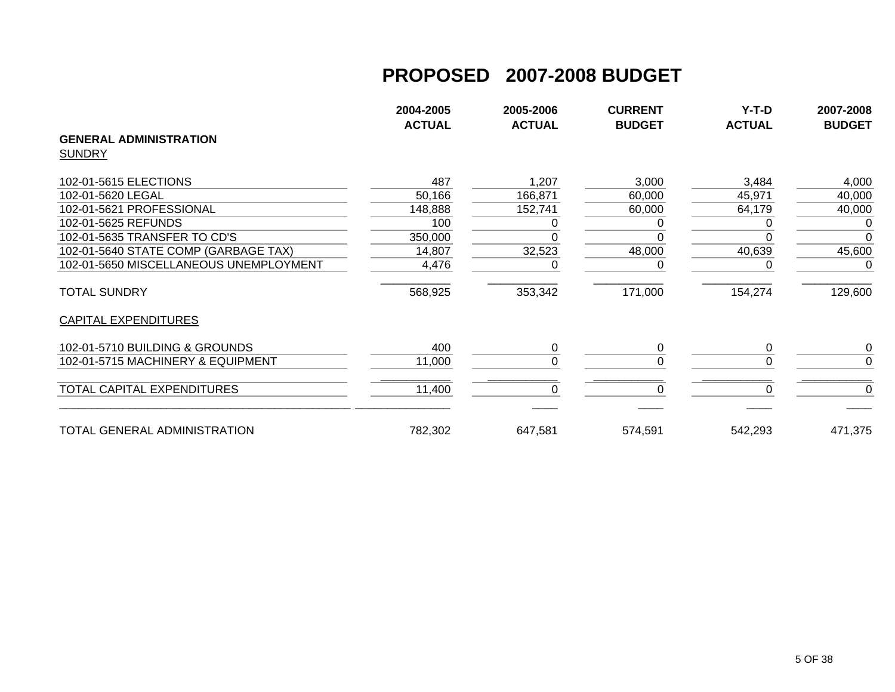# PROPOSED 2007-2008 BUDGET

| | 2004-2005 ACTUAL | 2005-2006 ACTUAL | CURRENT BUDGET | Y-T-D ACTUAL | 2007-2008 BUDGET |
|---|---|---|---|---|---|
| **GENERAL ADMINISTRATION** | | | | | |
| SUNDRY | | | | | |
| 102-01-5615 ELECTIONS | 487 | 1,207 | 3,000 | 3,484 | 4,000 |
| 102-01-5620 LEGAL | 50,166 | 166,871 | 60,000 | 45,971 | 40,000 |
| 102-01-5621 PROFESSIONAL | 148,888 | 152,741 | 60,000 | 64,179 | 40,000 |
| 102-01-5625 REFUNDS | 100 | 0 | 0 | 0 | 0 |
| 102-01-5635 TRANSFER TO CD'S | 350,000 | 0 | 0 | 0 | 0 |
| 102-01-5640 STATE COMP (GARBAGE TAX) | 14,807 | 32,523 | 48,000 | 40,639 | 45,600 |
| 102-01-5650 MISCELLANEOUS UNEMPLOYMENT | 4,476 | 0 | 0 | 0 | 0 |
| TOTAL SUNDRY | 568,925 | 353,342 | 171,000 | 154,274 | 129,600 |
| CAPITAL EXPENDITURES | | | | | |
| 102-01-5710 BUILDING & GROUNDS | 400 | 0 | 0 | 0 | 0 |
| 102-01-5715 MACHINERY & EQUIPMENT | 11,000 | 0 | 0 | 0 | 0 |
| TOTAL CAPITAL EXPENDITURES | 11,400 | 0 | 0 | 0 | 0 |
| TOTAL GENERAL ADMINISTRATION | 782,302 | 647,581 | 574,591 | 542,293 | 471,375 |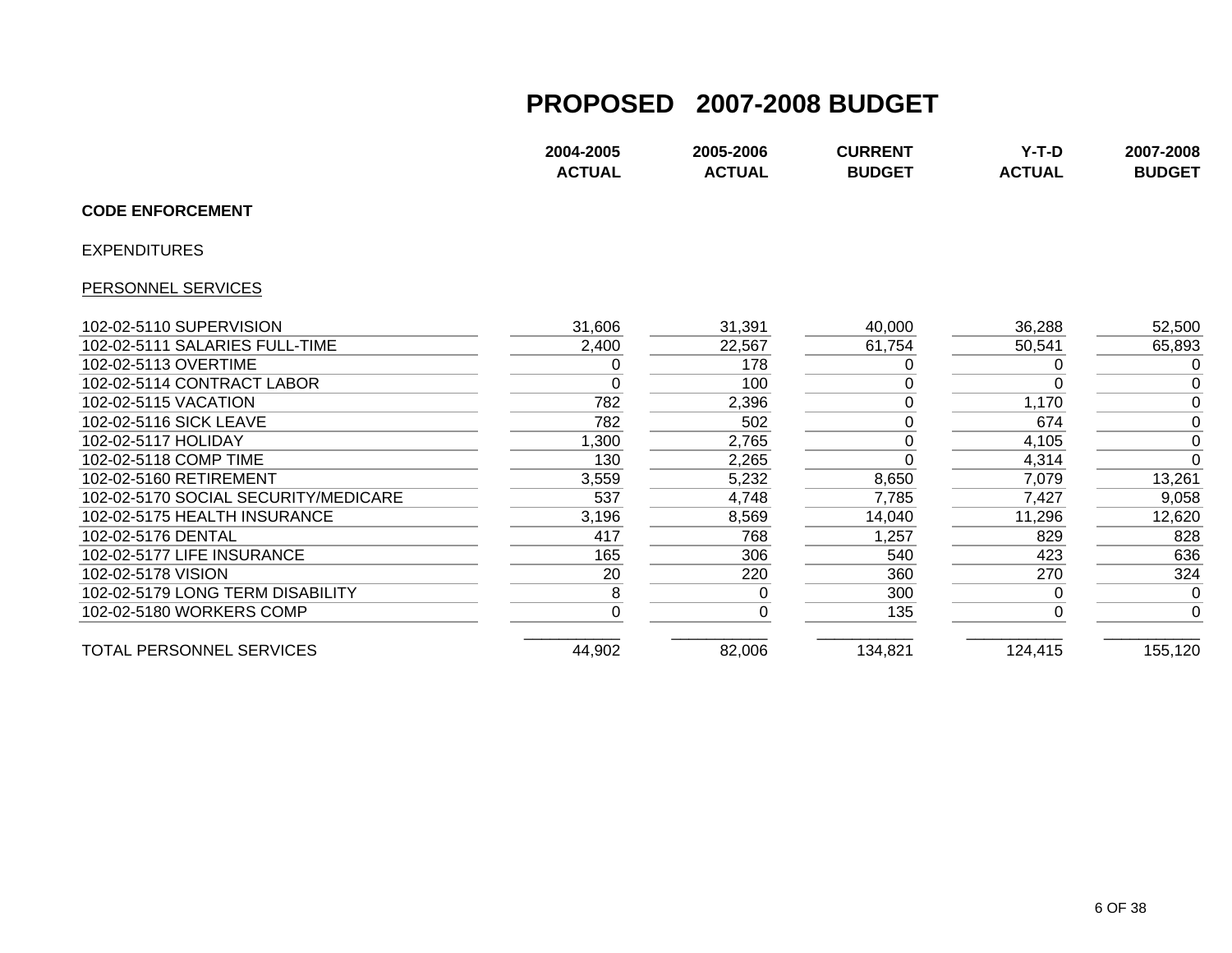# PROPOSED 2007-2008 BUDGET

**CODE ENFORCEMENT**

EXPENDITURES

PERSONNEL SERVICES

| | 2004-2005 ACTUAL | 2005-2006 ACTUAL | CURRENT BUDGET | Y-T-D ACTUAL | 2007-2008 BUDGET |
|---|---|---|---|---|---|
| 102-02-5110 SUPERVISION | 31,606 | 31,391 | 40,000 | 36,288 | 52,500 |
| 102-02-5111 SALARIES FULL-TIME | 2,400 | 22,567 | 61,754 | 50,541 | 65,893 |
| 102-02-5113 OVERTIME | 0 | 178 | 0 | 0 | 0 |
| 102-02-5114 CONTRACT LABOR | 0 | 100 | 0 | 0 | 0 |
| 102-02-5115 VACATION | 782 | 2,396 | 0 | 1,170 | 0 |
| 102-02-5116 SICK LEAVE | 782 | 502 | 0 | 674 | 0 |
| 102-02-5117 HOLIDAY | 1,300 | 2,765 | 0 | 4,105 | 0 |
| 102-02-5118 COMP TIME | 130 | 2,265 | 0 | 4,314 | 0 |
| 102-02-5160 RETIREMENT | 3,559 | 5,232 | 8,650 | 7,079 | 13,261 |
| 102-02-5170 SOCIAL SECURITY/MEDICARE | 537 | 4,748 | 7,785 | 7,427 | 9,058 |
| 102-02-5175 HEALTH INSURANCE | 3,196 | 8,569 | 14,040 | 11,296 | 12,620 |
| 102-02-5176 DENTAL | 417 | 768 | 1,257 | 829 | 828 |
| 102-02-5177 LIFE INSURANCE | 165 | 306 | 540 | 423 | 636 |
| 102-02-5178 VISION | 20 | 220 | 360 | 270 | 324 |
| 102-02-5179 LONG TERM DISABILITY | 8 | 0 | 300 | 0 | 0 |
| 102-02-5180 WORKERS COMP | 0 | 0 | 135 | 0 | 0 |
| TOTAL PERSONNEL SERVICES | 44,902 | 82,006 | 134,821 | 124,415 | 155,120 |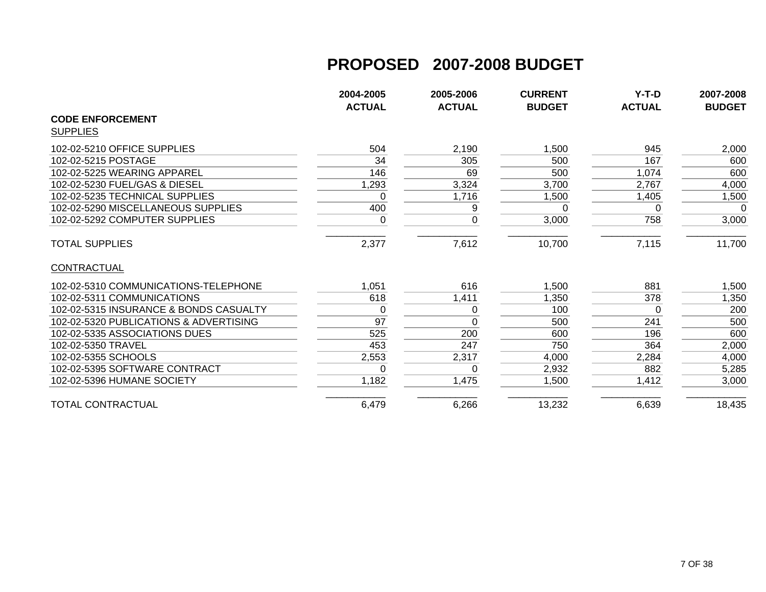# PROPOSED 2007-2008 BUDGET

| | 2004-2005 ACTUAL | 2005-2006 ACTUAL | CURRENT BUDGET | Y-T-D ACTUAL | 2007-2008 BUDGET |
|---|---|---|---|---|---|
| **CODE ENFORCEMENT** | | | | | |
| SUPPLIES | | | | | |
| 102-02-5210 OFFICE SUPPLIES | 504 | 2,190 | 1,500 | 945 | 2,000 |
| 102-02-5215 POSTAGE | 34 | 305 | 500 | 167 | 600 |
| 102-02-5225 WEARING APPAREL | 146 | 69 | 500 | 1,074 | 600 |
| 102-02-5230 FUEL/GAS & DIESEL | 1,293 | 3,324 | 3,700 | 2,767 | 4,000 |
| 102-02-5235 TECHNICAL SUPPLIES | 0 | 1,716 | 1,500 | 1,405 | 1,500 |
| 102-02-5290 MISCELLANEOUS SUPPLIES | 400 | 9 | 0 | 0 | 0 |
| 102-02-5292 COMPUTER SUPPLIES | 0 | 0 | 3,000 | 758 | 3,000 |
| TOTAL SUPPLIES | 2,377 | 7,612 | 10,700 | 7,115 | 11,700 |
| CONTRACTUAL | | | | | |
| 102-02-5310 COMMUNICATIONS-TELEPHONE | 1,051 | 616 | 1,500 | 881 | 1,500 |
| 102-02-5311 COMMUNICATIONS | 618 | 1,411 | 1,350 | 378 | 1,350 |
| 102-02-5315 INSURANCE & BONDS CASUALTY | 0 | 0 | 100 | 0 | 200 |
| 102-02-5320 PUBLICATIONS & ADVERTISING | 97 | 0 | 500 | 241 | 500 |
| 102-02-5335 ASSOCIATIONS DUES | 525 | 200 | 600 | 196 | 600 |
| 102-02-5350 TRAVEL | 453 | 247 | 750 | 364 | 2,000 |
| 102-02-5355 SCHOOLS | 2,553 | 2,317 | 4,000 | 2,284 | 4,000 |
| 102-02-5395 SOFTWARE CONTRACT | 0 | 0 | 2,932 | 882 | 5,285 |
| 102-02-5396 HUMANE SOCIETY | 1,182 | 1,475 | 1,500 | 1,412 | 3,000 |
| TOTAL CONTRACTUAL | 6,479 | 6,266 | 13,232 | 6,639 | 18,435 |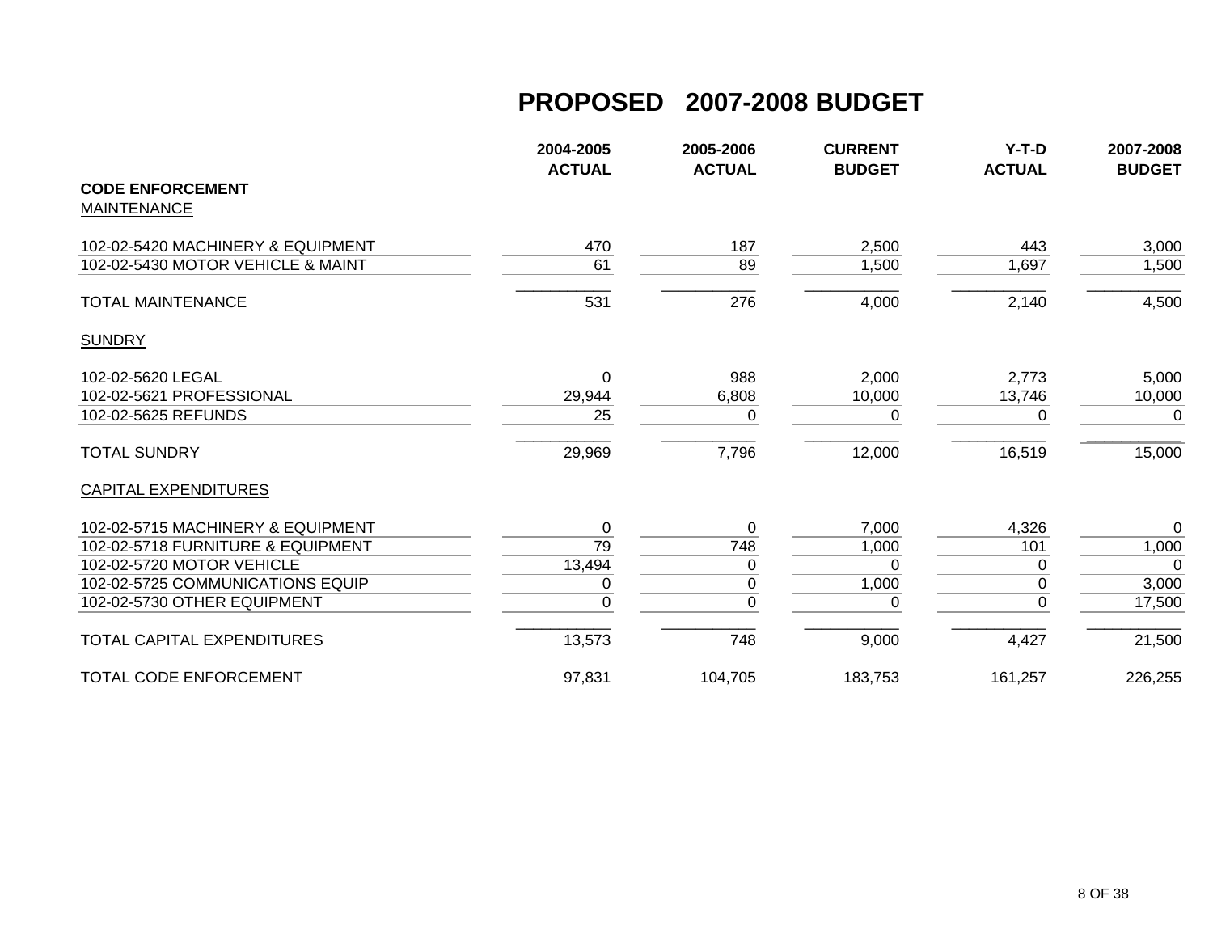# PROPOSED 2007-2008 BUDGET

| CODE ENFORCEMENT | 2004-2005 ACTUAL | 2005-2006 ACTUAL | CURRENT BUDGET | Y-T-D ACTUAL | 2007-2008 BUDGET |
|---|---|---|---|---|---|
| MAINTENANCE | | | | | |
| 102-02-5420 MACHINERY & EQUIPMENT | 470 | 187 | 2,500 | 443 | 3,000 |
| 102-02-5430 MOTOR VEHICLE & MAINT | 61 | 89 | 1,500 | 1,697 | 1,500 |
| TOTAL MAINTENANCE | 531 | 276 | 4,000 | 2,140 | 4,500 |
| SUNDRY | | | | | |
| 102-02-5620 LEGAL | 0 | 988 | 2,000 | 2,773 | 5,000 |
| 102-02-5621 PROFESSIONAL | 29,944 | 6,808 | 10,000 | 13,746 | 10,000 |
| 102-02-5625 REFUNDS | 25 | 0 | 0 | 0 | 0 |
| TOTAL SUNDRY | 29,969 | 7,796 | 12,000 | 16,519 | 15,000 |
| CAPITAL EXPENDITURES | | | | | |
| 102-02-5715 MACHINERY & EQUIPMENT | 0 | 0 | 7,000 | 4,326 | 0 |
| 102-02-5718 FURNITURE & EQUIPMENT | 79 | 748 | 1,000 | 101 | 1,000 |
| 102-02-5720 MOTOR VEHICLE | 13,494 | 0 | 0 | 0 | 0 |
| 102-02-5725 COMMUNICATIONS EQUIP | 0 | 0 | 1,000 | 0 | 3,000 |
| 102-02-5730 OTHER EQUIPMENT | 0 | 0 | 0 | 0 | 17,500 |
| TOTAL CAPITAL EXPENDITURES | 13,573 | 748 | 9,000 | 4,427 | 21,500 |
| TOTAL CODE ENFORCEMENT | 97,831 | 104,705 | 183,753 | 161,257 | 226,255 |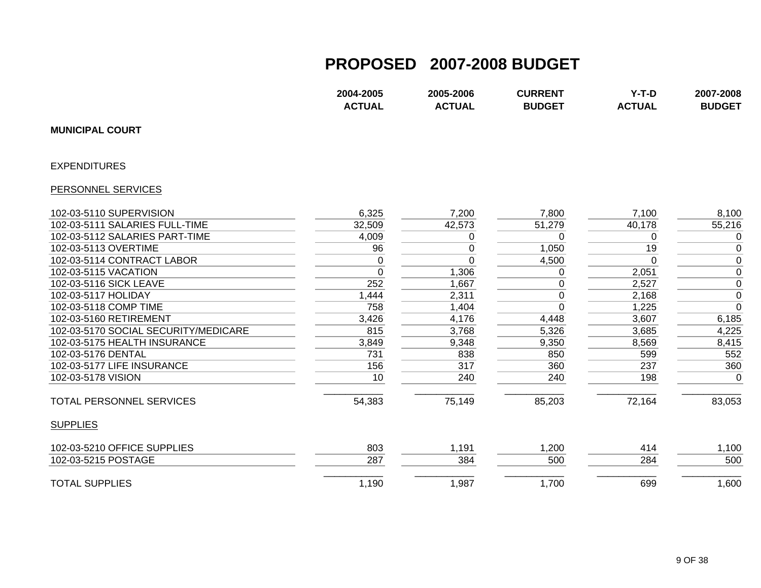# PROPOSED 2007-2008 BUDGET

| | 2004-2005 ACTUAL | 2005-2006 ACTUAL | CURRENT BUDGET | Y-T-D ACTUAL | 2007-2008 BUDGET |
|---|---|---|---|---|---|
| **MUNICIPAL COURT** | | | | | |
| EXPENDITURES | | | | | |
| PERSONNEL SERVICES | | | | | |
| 102-03-5110 SUPERVISION | 6,325 | 7,200 | 7,800 | 7,100 | 8,100 |
| 102-03-5111 SALARIES FULL-TIME | 32,509 | 42,573 | 51,279 | 40,178 | 55,216 |
| 102-03-5112 SALARIES PART-TIME | 4,009 | 0 | 0 | 0 | 0 |
| 102-03-5113 OVERTIME | 96 | 0 | 1,050 | 19 | 0 |
| 102-03-5114 CONTRACT LABOR | 0 | 0 | 4,500 | 0 | 0 |
| 102-03-5115 VACATION | 0 | 1,306 | 0 | 2,051 | 0 |
| 102-03-5116 SICK LEAVE | 252 | 1,667 | 0 | 2,527 | 0 |
| 102-03-5117 HOLIDAY | 1,444 | 2,311 | 0 | 2,168 | 0 |
| 102-03-5118 COMP TIME | 758 | 1,404 | 0 | 1,225 | 0 |
| 102-03-5160 RETIREMENT | 3,426 | 4,176 | 4,448 | 3,607 | 6,185 |
| 102-03-5170 SOCIAL SECURITY/MEDICARE | 815 | 3,768 | 5,326 | 3,685 | 4,225 |
| 102-03-5175 HEALTH INSURANCE | 3,849 | 9,348 | 9,350 | 8,569 | 8,415 |
| 102-03-5176 DENTAL | 731 | 838 | 850 | 599 | 552 |
| 102-03-5177 LIFE INSURANCE | 156 | 317 | 360 | 237 | 360 |
| 102-03-5178 VISION | 10 | 240 | 240 | 198 | 0 |
| TOTAL PERSONNEL SERVICES | 54,383 | 75,149 | 85,203 | 72,164 | 83,053 |
| SUPPLIES | | | | | |
| 102-03-5210 OFFICE SUPPLIES | 803 | 1,191 | 1,200 | 414 | 1,100 |
| 102-03-5215 POSTAGE | 287 | 384 | 500 | 284 | 500 |
| TOTAL SUPPLIES | 1,190 | 1,987 | 1,700 | 699 | 1,600 |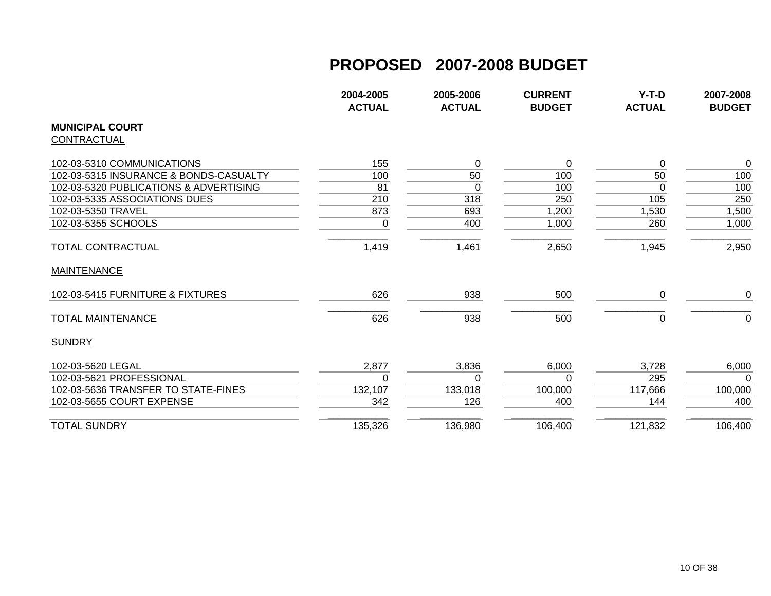# PROPOSED 2007-2008 BUDGET

| | 2004-2005 ACTUAL | 2005-2006 ACTUAL | CURRENT BUDGET | Y-T-D ACTUAL | 2007-2008 BUDGET |
|---|---|---|---|---|---|
| **MUNICIPAL COURT** | | | | | |
| CONTRACTUAL | | | | | |
| 102-03-5310 COMMUNICATIONS | 155 | 0 | 0 | 0 | 0 |
| 102-03-5315 INSURANCE & BONDS-CASUALTY | 100 | 50 | 100 | 50 | 100 |
| 102-03-5320 PUBLICATIONS & ADVERTISING | 81 | 0 | 100 | 0 | 100 |
| 102-03-5335 ASSOCIATIONS DUES | 210 | 318 | 250 | 105 | 250 |
| 102-03-5350 TRAVEL | 873 | 693 | 1,200 | 1,530 | 1,500 |
| 102-03-5355 SCHOOLS | 0 | 400 | 1,000 | 260 | 1,000 |
| TOTAL CONTRACTUAL | 1,419 | 1,461 | 2,650 | 1,945 | 2,950 |
| MAINTENANCE | | | | | |
| 102-03-5415 FURNITURE & FIXTURES | 626 | 938 | 500 | 0 | 0 |
| TOTAL MAINTENANCE | 626 | 938 | 500 | 0 | 0 |
| SUNDRY | | | | | |
| 102-03-5620 LEGAL | 2,877 | 3,836 | 6,000 | 3,728 | 6,000 |
| 102-03-5621 PROFESSIONAL | 0 | 0 | 0 | 295 | 0 |
| 102-03-5636 TRANSFER TO STATE-FINES | 132,107 | 133,018 | 100,000 | 117,666 | 100,000 |
| 102-03-5655 COURT EXPENSE | 342 | 126 | 400 | 144 | 400 |
| TOTAL SUNDRY | 135,326 | 136,980 | 106,400 | 121,832 | 106,400 |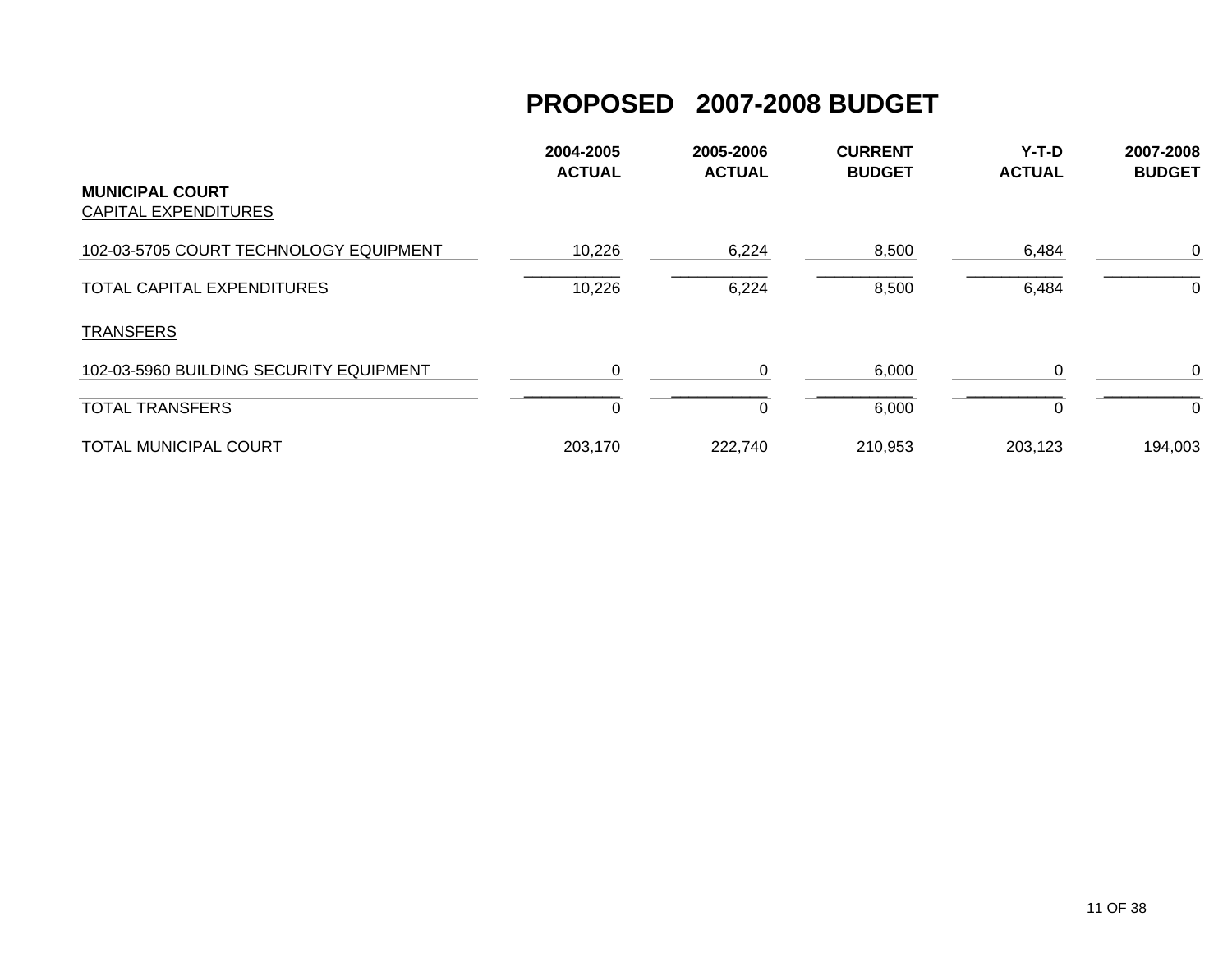# PROPOSED 2007-2008 BUDGET

| MUNICIPAL COURT | 2004-2005 ACTUAL | 2005-2006 ACTUAL | CURRENT BUDGET | Y-T-D ACTUAL | 2007-2008 BUDGET |
|---|---|---|---|---|---|
| CAPITAL EXPENDITURES | | | | | |
| 102-03-5705 COURT TECHNOLOGY EQUIPMENT | 10,226 | 6,224 | 8,500 | 6,484 | 0 |
| TOTAL CAPITAL EXPENDITURES | 10,226 | 6,224 | 8,500 | 6,484 | 0 |
| TRANSFERS | | | | | |
| 102-03-5960 BUILDING SECURITY EQUIPMENT | 0 | 0 | 6,000 | 0 | 0 |
| TOTAL TRANSFERS | 0 | 0 | 6,000 | 0 | 0 |
| TOTAL MUNICIPAL COURT | 203,170 | 222,740 | 210,953 | 203,123 | 194,003 |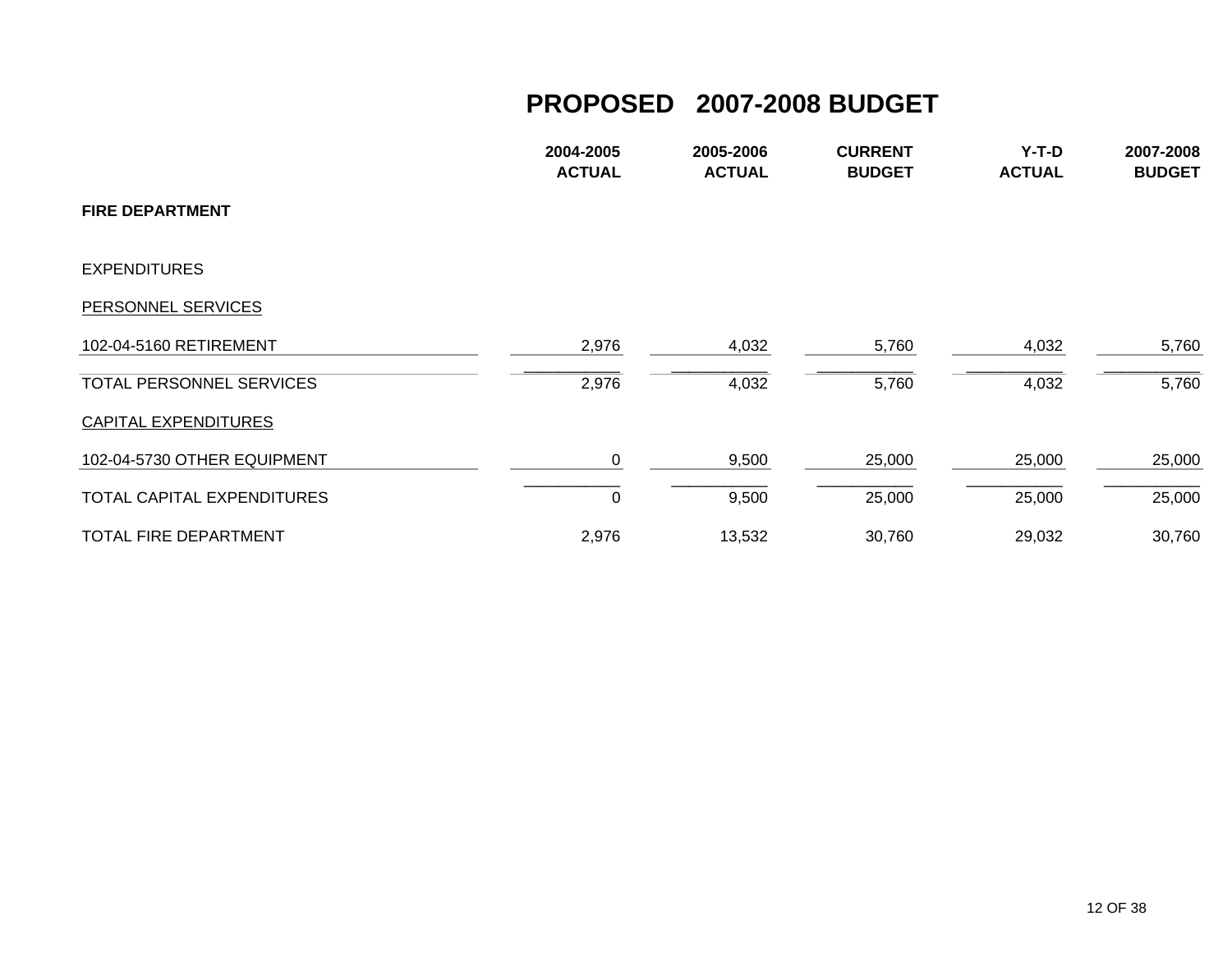# PROPOSED 2007-2008 BUDGET

| | 2004-2005 ACTUAL | 2005-2006 ACTUAL | CURRENT BUDGET | Y-T-D ACTUAL | 2007-2008 BUDGET |
|---|---|---|---|---|---|
| **FIRE DEPARTMENT** | | | | | |
| EXPENDITURES | | | | | |
| PERSONNEL SERVICES | | | | | |
| 102-04-5160 RETIREMENT | 2,976 | 4,032 | 5,760 | 4,032 | 5,760 |
| TOTAL PERSONNEL SERVICES | 2,976 | 4,032 | 5,760 | 4,032 | 5,760 |
| CAPITAL EXPENDITURES | | | | | |
| 102-04-5730 OTHER EQUIPMENT | 0 | 9,500 | 25,000 | 25,000 | 25,000 |
| TOTAL CAPITAL EXPENDITURES | 0 | 9,500 | 25,000 | 25,000 | 25,000 |
| TOTAL FIRE DEPARTMENT | 2,976 | 13,532 | 30,760 | 29,032 | 30,760 |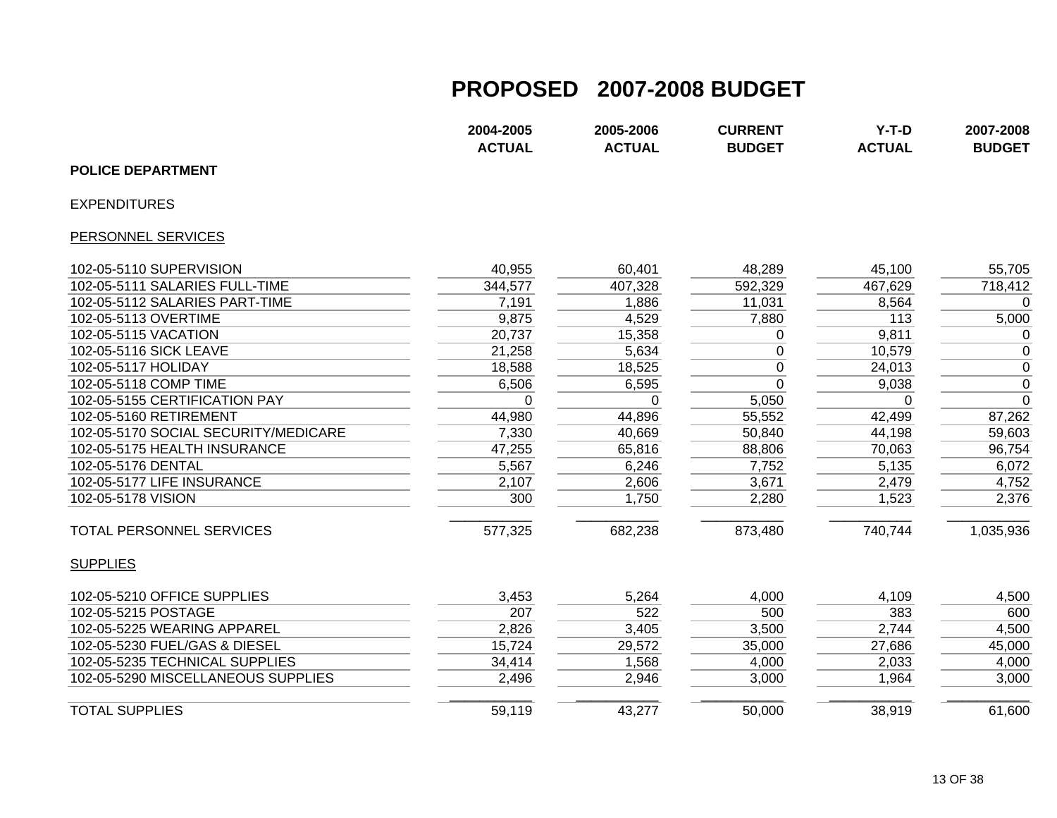# PROPOSED 2007-2008 BUDGET

| | 2004-2005 ACTUAL | 2005-2006 ACTUAL | CURRENT BUDGET | Y-T-D ACTUAL | 2007-2008 BUDGET |
|---|---|---|---|---|---|
| **POLICE DEPARTMENT** | | | | | |
| EXPENDITURES | | | | | |
| PERSONNEL SERVICES | | | | | |
| 102-05-5110 SUPERVISION | 40,955 | 60,401 | 48,289 | 45,100 | 55,705 |
| 102-05-5111 SALARIES FULL-TIME | 344,577 | 407,328 | 592,329 | 467,629 | 718,412 |
| 102-05-5112 SALARIES PART-TIME | 7,191 | 1,886 | 11,031 | 8,564 | 0 |
| 102-05-5113 OVERTIME | 9,875 | 4,529 | 7,880 | 113 | 5,000 |
| 102-05-5115 VACATION | 20,737 | 15,358 | 0 | 9,811 | 0 |
| 102-05-5116 SICK LEAVE | 21,258 | 5,634 | 0 | 10,579 | 0 |
| 102-05-5117 HOLIDAY | 18,588 | 18,525 | 0 | 24,013 | 0 |
| 102-05-5118 COMP TIME | 6,506 | 6,595 | 0 | 9,038 | 0 |
| 102-05-5155 CERTIFICATION PAY | 0 | 0 | 5,050 | 0 | 0 |
| 102-05-5160 RETIREMENT | 44,980 | 44,896 | 55,552 | 42,499 | 87,262 |
| 102-05-5170 SOCIAL SECURITY/MEDICARE | 7,330 | 40,669 | 50,840 | 44,198 | 59,603 |
| 102-05-5175 HEALTH INSURANCE | 47,255 | 65,816 | 88,806 | 70,063 | 96,754 |
| 102-05-5176 DENTAL | 5,567 | 6,246 | 7,752 | 5,135 | 6,072 |
| 102-05-5177 LIFE INSURANCE | 2,107 | 2,606 | 3,671 | 2,479 | 4,752 |
| 102-05-5178 VISION | 300 | 1,750 | 2,280 | 1,523 | 2,376 |
| TOTAL PERSONNEL SERVICES | 577,325 | 682,238 | 873,480 | 740,744 | 1,035,936 |
| SUPPLIES | | | | | |
| 102-05-5210 OFFICE SUPPLIES | 3,453 | 5,264 | 4,000 | 4,109 | 4,500 |
| 102-05-5215 POSTAGE | 207 | 522 | 500 | 383 | 600 |
| 102-05-5225 WEARING APPAREL | 2,826 | 3,405 | 3,500 | 2,744 | 4,500 |
| 102-05-5230 FUEL/GAS & DIESEL | 15,724 | 29,572 | 35,000 | 27,686 | 45,000 |
| 102-05-5235 TECHNICAL SUPPLIES | 34,414 | 1,568 | 4,000 | 2,033 | 4,000 |
| 102-05-5290 MISCELLANEOUS SUPPLIES | 2,496 | 2,946 | 3,000 | 1,964 | 3,000 |
| TOTAL SUPPLIES | 59,119 | 43,277 | 50,000 | 38,919 | 61,600 |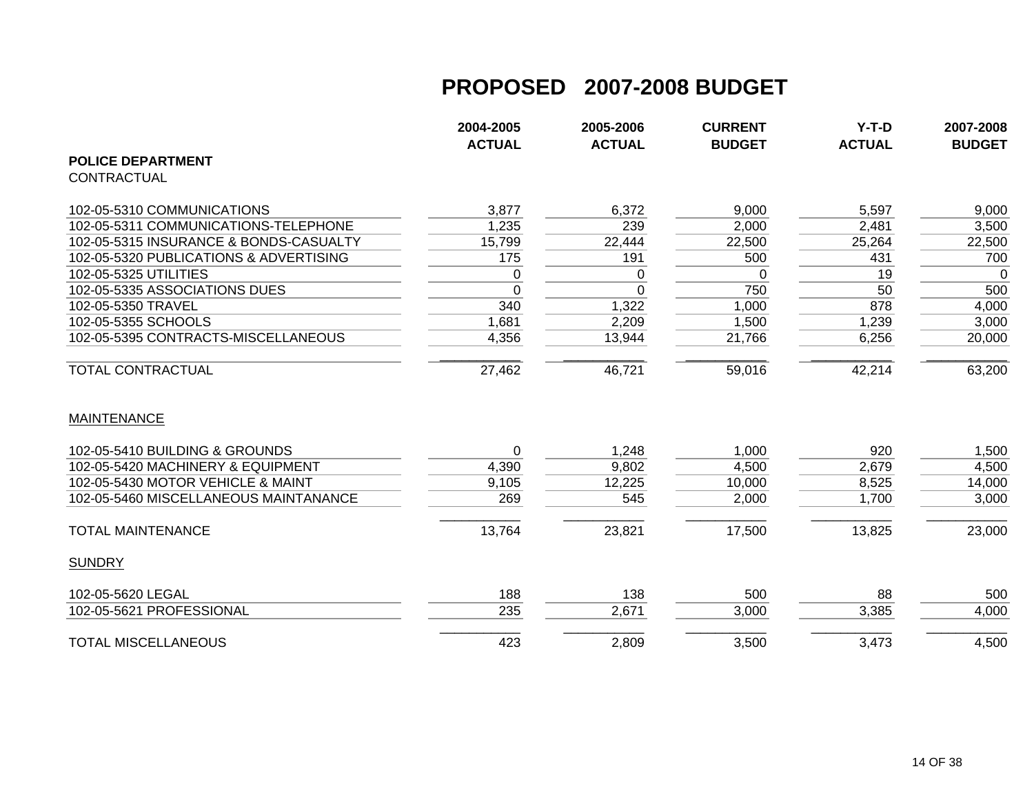# PROPOSED 2007-2008 BUDGET

**POLICE DEPARTMENT**

CONTRACTUAL

| | 2004-2005 ACTUAL | 2005-2006 ACTUAL | CURRENT BUDGET | Y-T-D ACTUAL | 2007-2008 BUDGET |
|---|---|---|---|---|---|
| 102-05-5310 COMMUNICATIONS | 3,877 | 6,372 | 9,000 | 5,597 | 9,000 |
| 102-05-5311 COMMUNICATIONS-TELEPHONE | 1,235 | 239 | 2,000 | 2,481 | 3,500 |
| 102-05-5315 INSURANCE & BONDS-CASUALTY | 15,799 | 22,444 | 22,500 | 25,264 | 22,500 |
| 102-05-5320 PUBLICATIONS & ADVERTISING | 175 | 191 | 500 | 431 | 700 |
| 102-05-5325 UTILITIES | 0 | 0 | 0 | 19 | 0 |
| 102-05-5335 ASSOCIATIONS DUES | 0 | 0 | 750 | 50 | 500 |
| 102-05-5350 TRAVEL | 340 | 1,322 | 1,000 | 878 | 4,000 |
| 102-05-5355 SCHOOLS | 1,681 | 2,209 | 1,500 | 1,239 | 3,000 |
| 102-05-5395 CONTRACTS-MISCELLANEOUS | 4,356 | 13,944 | 21,766 | 6,256 | 20,000 |
| TOTAL CONTRACTUAL | 27,462 | 46,721 | 59,016 | 42,214 | 63,200 |

MAINTENANCE

| | 2004-2005 ACTUAL | 2005-2006 ACTUAL | CURRENT BUDGET | Y-T-D ACTUAL | 2007-2008 BUDGET |
|---|---|---|---|---|---|
| 102-05-5410 BUILDING & GROUNDS | 0 | 1,248 | 1,000 | 920 | 1,500 |
| 102-05-5420 MACHINERY & EQUIPMENT | 4,390 | 9,802 | 4,500 | 2,679 | 4,500 |
| 102-05-5430 MOTOR VEHICLE & MAINT | 9,105 | 12,225 | 10,000 | 8,525 | 14,000 |
| 102-05-5460 MISCELLANEOUS MAINTANANCE | 269 | 545 | 2,000 | 1,700 | 3,000 |
| TOTAL MAINTENANCE | 13,764 | 23,821 | 17,500 | 13,825 | 23,000 |

SUNDRY

| | 2004-2005 ACTUAL | 2005-2006 ACTUAL | CURRENT BUDGET | Y-T-D ACTUAL | 2007-2008 BUDGET |
|---|---|---|---|---|---|
| 102-05-5620 LEGAL | 188 | 138 | 500 | 88 | 500 |
| 102-05-5621 PROFESSIONAL | 235 | 2,671 | 3,000 | 3,385 | 4,000 |
| TOTAL MISCELLANEOUS | 423 | 2,809 | 3,500 | 3,473 | 4,500 |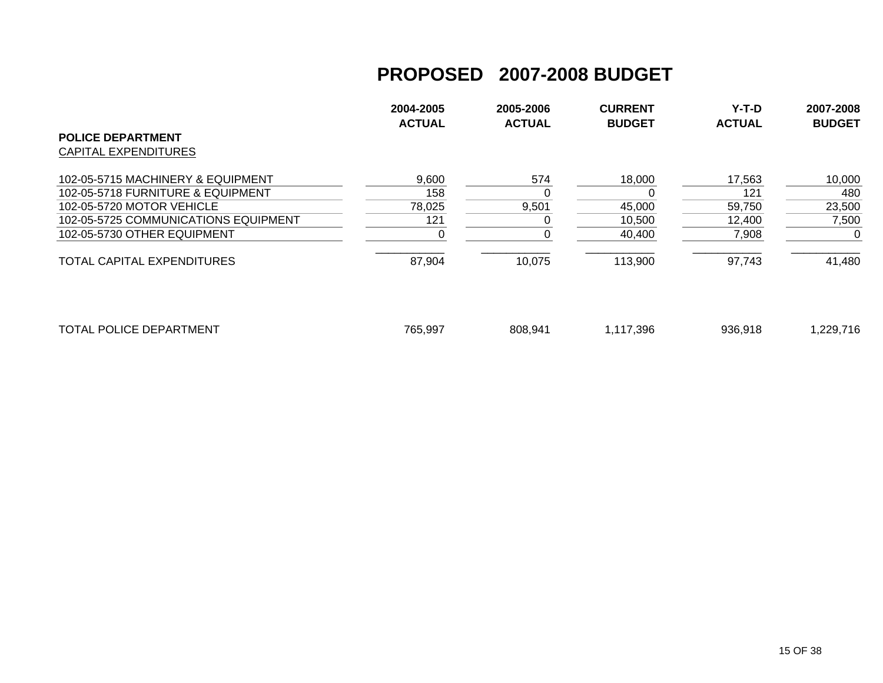# PROPOSED 2007-2008 BUDGET

| | 2004-2005 ACTUAL | 2005-2006 ACTUAL | CURRENT BUDGET | Y-T-D ACTUAL | 2007-2008 BUDGET |
|---|---|---|---|---|---|
| **POLICE DEPARTMENT** | | | | | |
| CAPITAL EXPENDITURES | | | | | |
| 102-05-5715 MACHINERY & EQUIPMENT | 9,600 | 574 | 18,000 | 17,563 | 10,000 |
| 102-05-5718 FURNITURE & EQUIPMENT | 158 | 0 | 0 | 121 | 480 |
| 102-05-5720 MOTOR VEHICLE | 78,025 | 9,501 | 45,000 | 59,750 | 23,500 |
| 102-05-5725 COMMUNICATIONS EQUIPMENT | 121 | 0 | 10,500 | 12,400 | 7,500 |
| 102-05-5730 OTHER EQUIPMENT | 0 | 0 | 40,400 | 7,908 | 0 |
| TOTAL CAPITAL EXPENDITURES | 87,904 | 10,075 | 113,900 | 97,743 | 41,480 |
| TOTAL POLICE DEPARTMENT | 765,997 | 808,941 | 1,117,396 | 936,918 | 1,229,716 |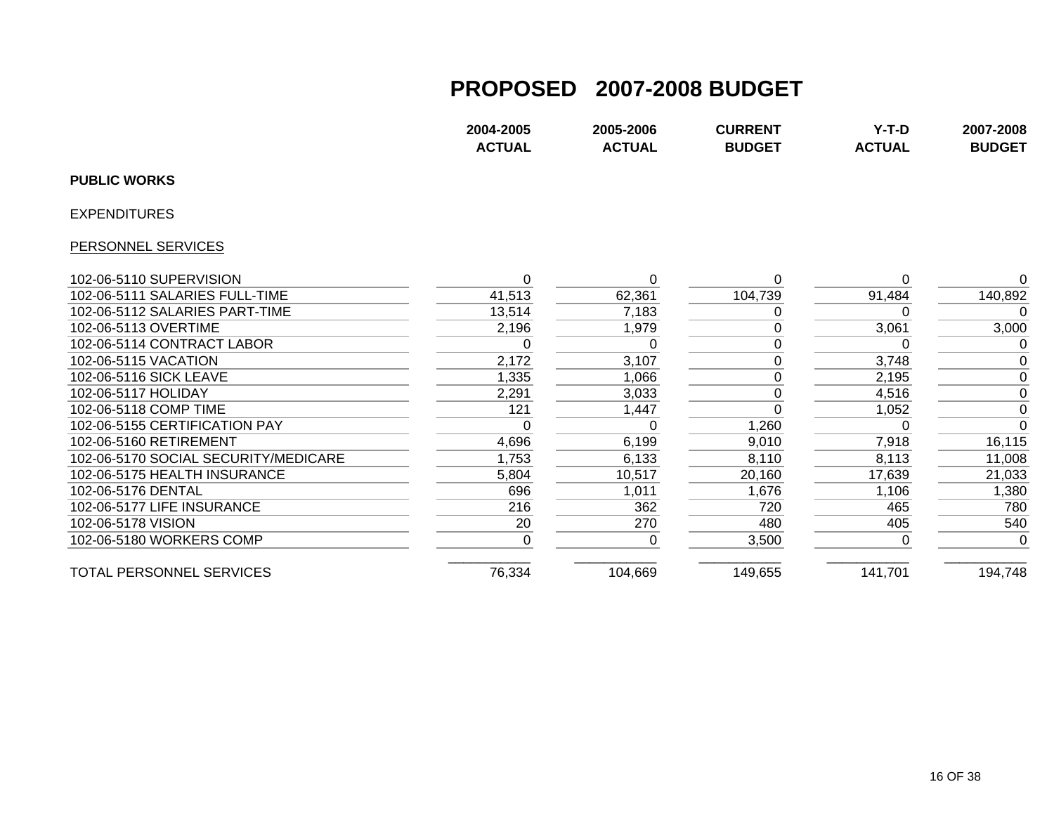# PROPOSED 2007-2008 BUDGET

**PUBLIC WORKS**

EXPENDITURES

PERSONNEL SERVICES

| | 2004-2005 ACTUAL | 2005-2006 ACTUAL | CURRENT BUDGET | Y-T-D ACTUAL | 2007-2008 BUDGET |
|---|---|---|---|---|---|
| 102-06-5110 SUPERVISION | 0 | 0 | 0 | 0 | 0 |
| 102-06-5111 SALARIES FULL-TIME | 41,513 | 62,361 | 104,739 | 91,484 | 140,892 |
| 102-06-5112 SALARIES PART-TIME | 13,514 | 7,183 | 0 | 0 | 0 |
| 102-06-5113 OVERTIME | 2,196 | 1,979 | 0 | 3,061 | 3,000 |
| 102-06-5114 CONTRACT LABOR | 0 | 0 | 0 | 0 | 0 |
| 102-06-5115 VACATION | 2,172 | 3,107 | 0 | 3,748 | 0 |
| 102-06-5116 SICK LEAVE | 1,335 | 1,066 | 0 | 2,195 | 0 |
| 102-06-5117 HOLIDAY | 2,291 | 3,033 | 0 | 4,516 | 0 |
| 102-06-5118 COMP TIME | 121 | 1,447 | 0 | 1,052 | 0 |
| 102-06-5155 CERTIFICATION PAY | 0 | 0 | 1,260 | 0 | 0 |
| 102-06-5160 RETIREMENT | 4,696 | 6,199 | 9,010 | 7,918 | 16,115 |
| 102-06-5170 SOCIAL SECURITY/MEDICARE | 1,753 | 6,133 | 8,110 | 8,113 | 11,008 |
| 102-06-5175 HEALTH INSURANCE | 5,804 | 10,517 | 20,160 | 17,639 | 21,033 |
| 102-06-5176 DENTAL | 696 | 1,011 | 1,676 | 1,106 | 1,380 |
| 102-06-5177 LIFE INSURANCE | 216 | 362 | 720 | 465 | 780 |
| 102-06-5178 VISION | 20 | 270 | 480 | 405 | 540 |
| 102-06-5180 WORKERS COMP | 0 | 0 | 3,500 | 0 | 0 |
| TOTAL PERSONNEL SERVICES | 76,334 | 104,669 | 149,655 | 141,701 | 194,748 |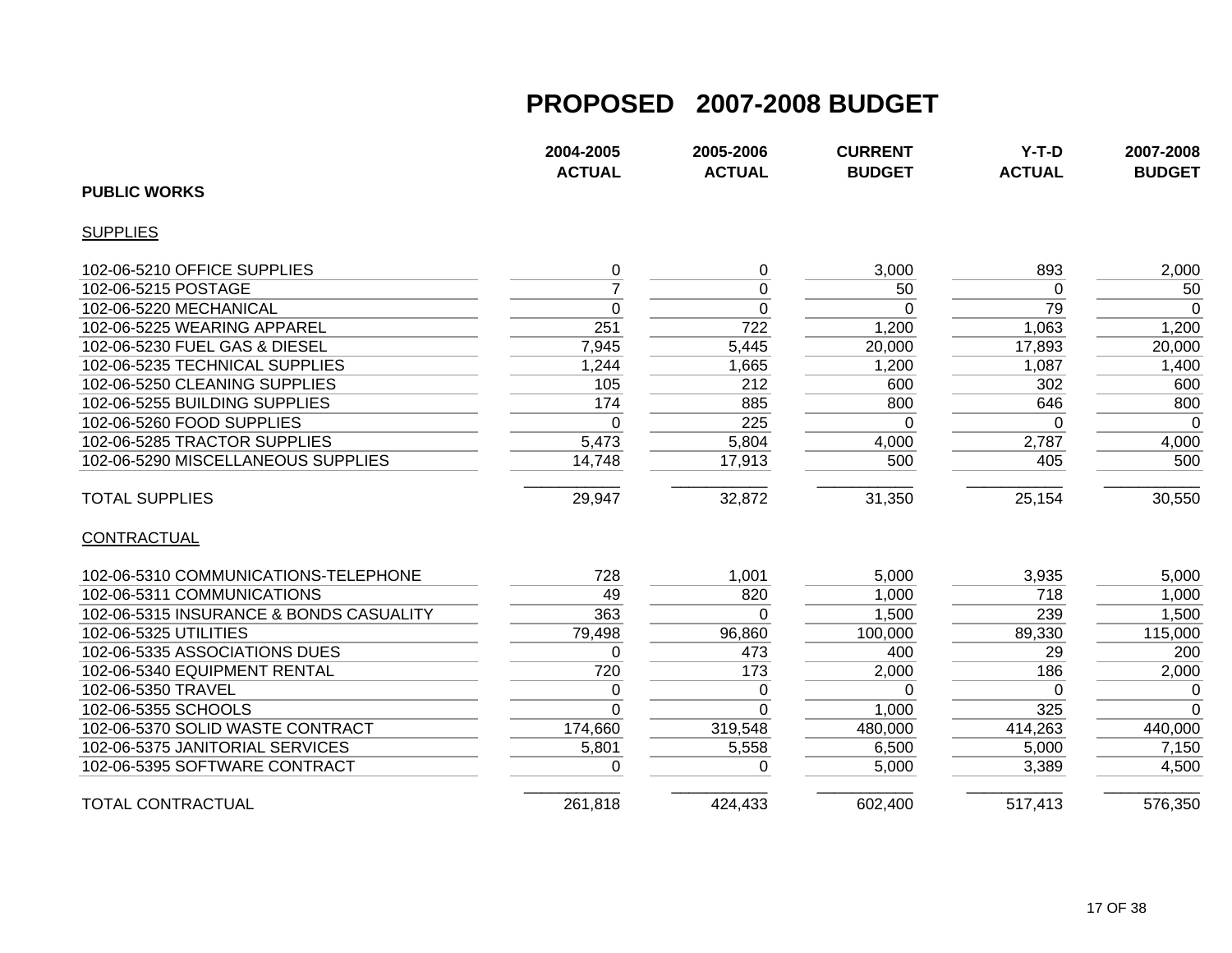# PROPOSED 2007-2008 BUDGET

| PUBLIC WORKS | 2004-2005 ACTUAL | 2005-2006 ACTUAL | CURRENT BUDGET | Y-T-D ACTUAL | 2007-2008 BUDGET |
|---|---|---|---|---|---|
| **SUPPLIES** | | | | | |
| 102-06-5210 OFFICE SUPPLIES | 0 | 0 | 3,000 | 893 | 2,000 |
| 102-06-5215 POSTAGE | 7 | 0 | 50 | 0 | 50 |
| 102-06-5220 MECHANICAL | 0 | 0 | 0 | 79 | 0 |
| 102-06-5225 WEARING APPAREL | 251 | 722 | 1,200 | 1,063 | 1,200 |
| 102-06-5230 FUEL GAS & DIESEL | 7,945 | 5,445 | 20,000 | 17,893 | 20,000 |
| 102-06-5235 TECHNICAL SUPPLIES | 1,244 | 1,665 | 1,200 | 1,087 | 1,400 |
| 102-06-5250 CLEANING SUPPLIES | 105 | 212 | 600 | 302 | 600 |
| 102-06-5255 BUILDING SUPPLIES | 174 | 885 | 800 | 646 | 800 |
| 102-06-5260 FOOD SUPPLIES | 0 | 225 | 0 | 0 | 0 |
| 102-06-5285 TRACTOR SUPPLIES | 5,473 | 5,804 | 4,000 | 2,787 | 4,000 |
| 102-06-5290 MISCELLANEOUS SUPPLIES | 14,748 | 17,913 | 500 | 405 | 500 |
| TOTAL SUPPLIES | 29,947 | 32,872 | 31,350 | 25,154 | 30,550 |
| **CONTRACTUAL** | | | | | |
| 102-06-5310 COMMUNICATIONS-TELEPHONE | 728 | 1,001 | 5,000 | 3,935 | 5,000 |
| 102-06-5311 COMMUNICATIONS | 49 | 820 | 1,000 | 718 | 1,000 |
| 102-06-5315 INSURANCE & BONDS CASUALITY | 363 | 0 | 1,500 | 239 | 1,500 |
| 102-06-5325 UTILITIES | 79,498 | 96,860 | 100,000 | 89,330 | 115,000 |
| 102-06-5335 ASSOCIATIONS DUES | 0 | 473 | 400 | 29 | 200 |
| 102-06-5340 EQUIPMENT RENTAL | 720 | 173 | 2,000 | 186 | 2,000 |
| 102-06-5350 TRAVEL | 0 | 0 | 0 | 0 | 0 |
| 102-06-5355 SCHOOLS | 0 | 0 | 1,000 | 325 | 0 |
| 102-06-5370 SOLID WASTE CONTRACT | 174,660 | 319,548 | 480,000 | 414,263 | 440,000 |
| 102-06-5375 JANITORIAL SERVICES | 5,801 | 5,558 | 6,500 | 5,000 | 7,150 |
| 102-06-5395 SOFTWARE CONTRACT | 0 | 0 | 5,000 | 3,389 | 4,500 |
| TOTAL CONTRACTUAL | 261,818 | 424,433 | 602,400 | 517,413 | 576,350 |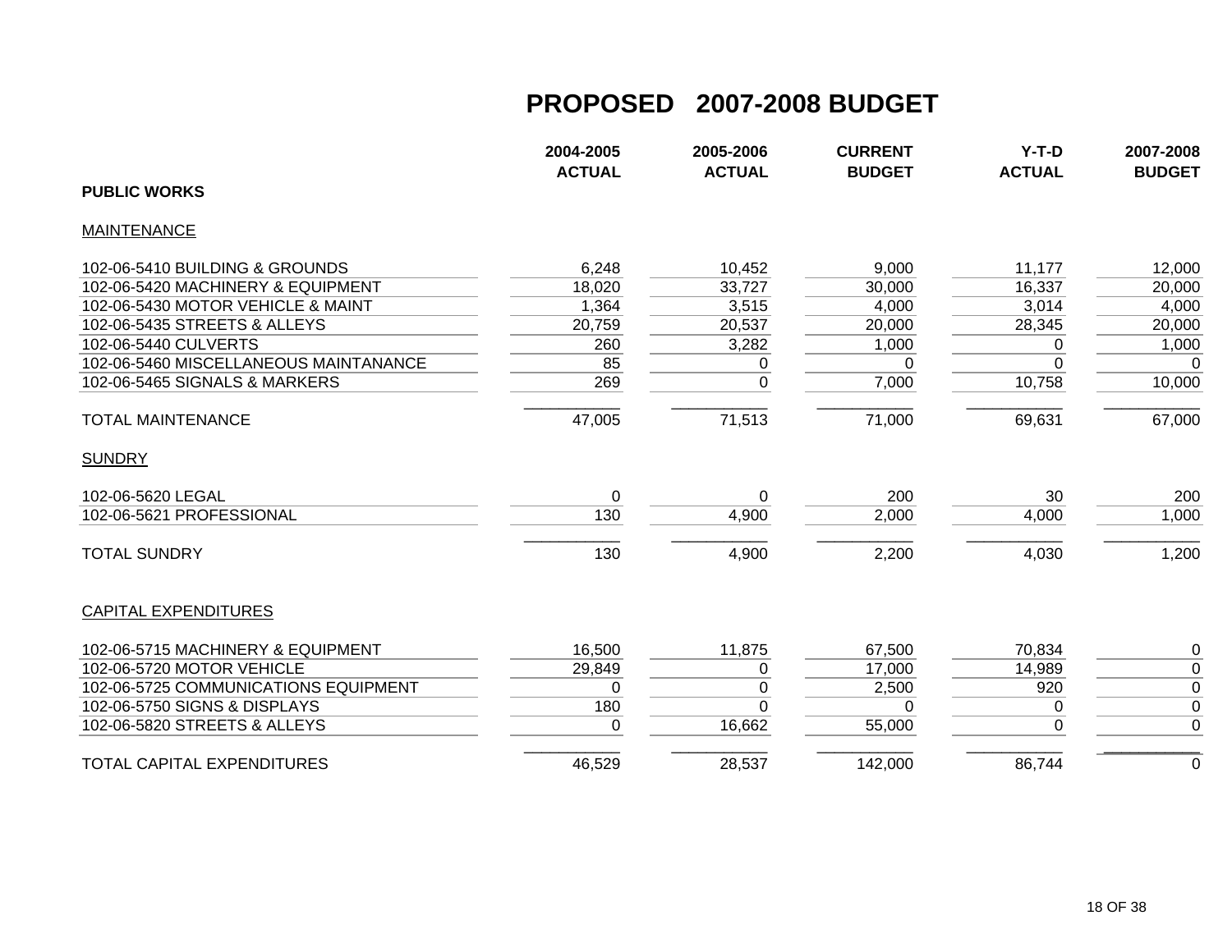# PROPOSED 2007-2008 BUDGET

| PUBLIC WORKS | 2004-2005 ACTUAL | 2005-2006 ACTUAL | CURRENT BUDGET | Y-T-D ACTUAL | 2007-2008 BUDGET |
|---|---|---|---|---|---|
| MAINTENANCE | | | | | |
| 102-06-5410 BUILDING & GROUNDS | 6,248 | 10,452 | 9,000 | 11,177 | 12,000 |
| 102-06-5420 MACHINERY & EQUIPMENT | 18,020 | 33,727 | 30,000 | 16,337 | 20,000 |
| 102-06-5430 MOTOR VEHICLE & MAINT | 1,364 | 3,515 | 4,000 | 3,014 | 4,000 |
| 102-06-5435 STREETS & ALLEYS | 20,759 | 20,537 | 20,000 | 28,345 | 20,000 |
| 102-06-5440 CULVERTS | 260 | 3,282 | 1,000 | 0 | 1,000 |
| 102-06-5460 MISCELLANEOUS MAINTANANCE | 85 | 0 | 0 | 0 | 0 |
| 102-06-5465 SIGNALS & MARKERS | 269 | 0 | 7,000 | 10,758 | 10,000 |
| TOTAL MAINTENANCE | 47,005 | 71,513 | 71,000 | 69,631 | 67,000 |
| SUNDRY | | | | | |
| 102-06-5620 LEGAL | 0 | 0 | 200 | 30 | 200 |
| 102-06-5621 PROFESSIONAL | 130 | 4,900 | 2,000 | 4,000 | 1,000 |
| TOTAL SUNDRY | 130 | 4,900 | 2,200 | 4,030 | 1,200 |
| CAPITAL EXPENDITURES | | | | | |
| 102-06-5715 MACHINERY & EQUIPMENT | 16,500 | 11,875 | 67,500 | 70,834 | 0 |
| 102-06-5720 MOTOR VEHICLE | 29,849 | 0 | 17,000 | 14,989 | 0 |
| 102-06-5725 COMMUNICATIONS EQUIPMENT | 0 | 0 | 2,500 | 920 | 0 |
| 102-06-5750 SIGNS & DISPLAYS | 180 | 0 | 0 | 0 | 0 |
| 102-06-5820 STREETS & ALLEYS | 0 | 16,662 | 55,000 | 0 | 0 |
| TOTAL CAPITAL EXPENDITURES | 46,529 | 28,537 | 142,000 | 86,744 | 0 |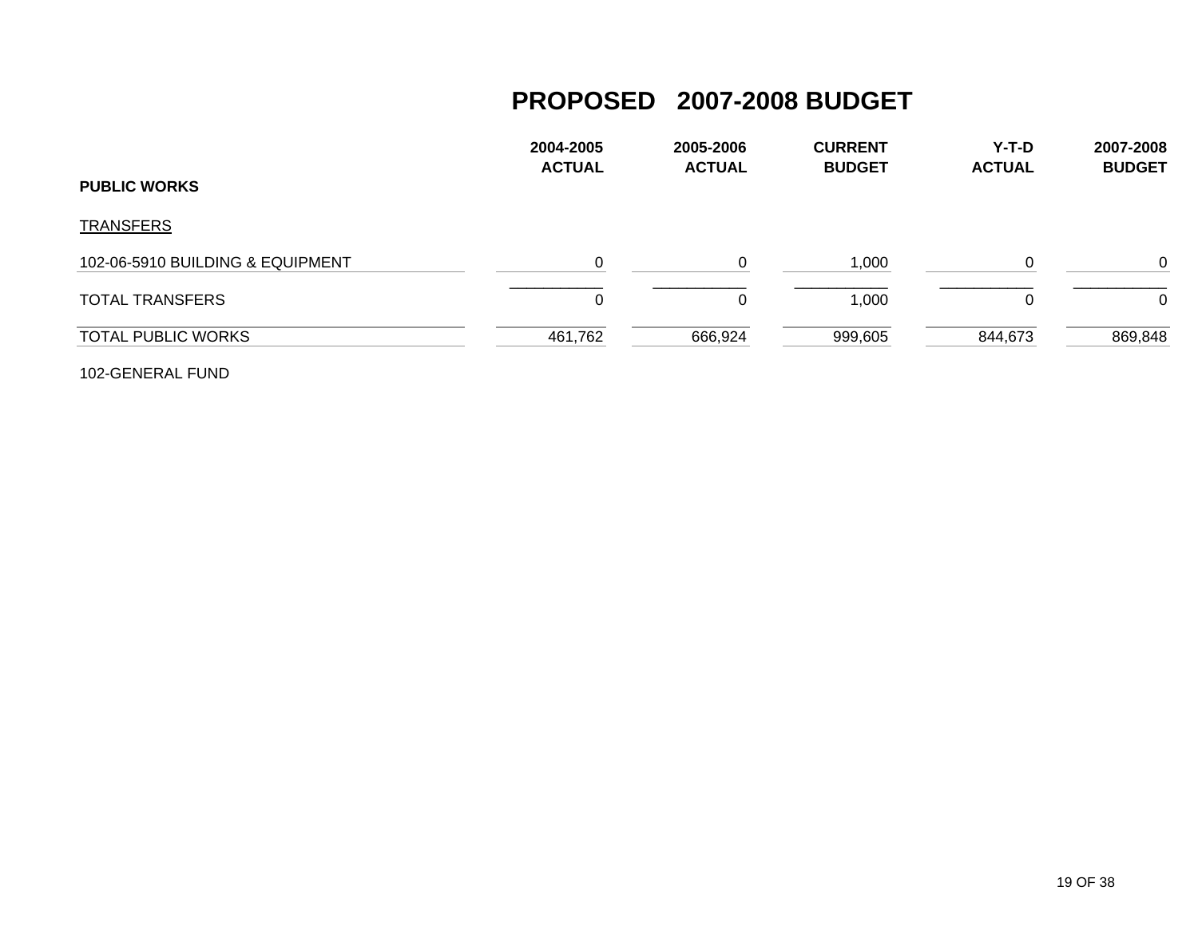# PROPOSED 2007-2008 BUDGET

| PUBLIC WORKS | 2004-2005 ACTUAL | 2005-2006 ACTUAL | CURRENT BUDGET | Y-T-D ACTUAL | 2007-2008 BUDGET |
|---|---|---|---|---|---|
| TRANSFERS | | | | | |
| 102-06-5910 BUILDING & EQUIPMENT | 0 | 0 | 1,000 | 0 | 0 |
| TOTAL TRANSFERS | 0 | 0 | 1,000 | 0 | 0 |
| TOTAL PUBLIC WORKS | 461,762 | 666,924 | 999,605 | 844,673 | 869,848 |

102-GENERAL FUND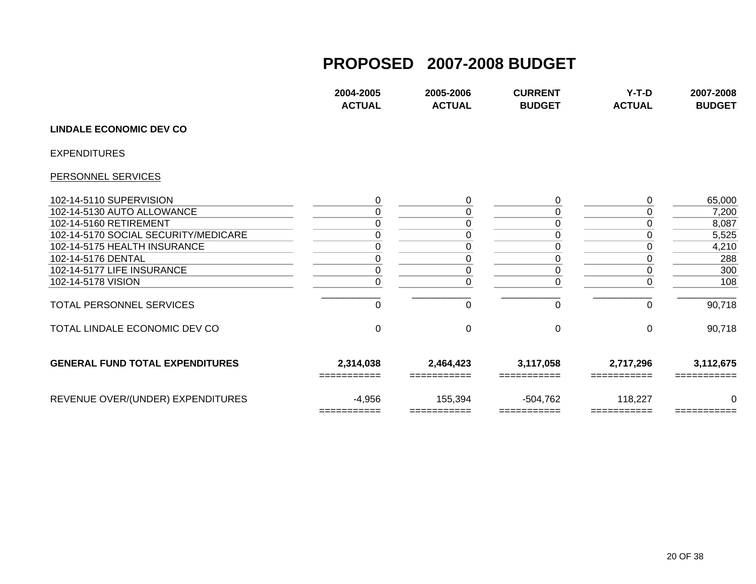# PROPOSED 2007-2008 BUDGET

| | 2004-2005 ACTUAL | 2005-2006 ACTUAL | CURRENT BUDGET | Y-T-D ACTUAL | 2007-2008 BUDGET |
|---|---|---|---|---|---|
| **LINDALE ECONOMIC DEV CO** | | | | | |
| EXPENDITURES | | | | | |
| PERSONNEL SERVICES | | | | | |
| 102-14-5110 SUPERVISION | 0 | 0 | 0 | 0 | 65,000 |
| 102-14-5130 AUTO ALLOWANCE | 0 | 0 | 0 | 0 | 7,200 |
| 102-14-5160 RETIREMENT | 0 | 0 | 0 | 0 | 8,087 |
| 102-14-5170 SOCIAL SECURITY/MEDICARE | 0 | 0 | 0 | 0 | 5,525 |
| 102-14-5175 HEALTH INSURANCE | 0 | 0 | 0 | 0 | 4,210 |
| 102-14-5176 DENTAL | 0 | 0 | 0 | 0 | 288 |
| 102-14-5177 LIFE INSURANCE | 0 | 0 | 0 | 0 | 300 |
| 102-14-5178 VISION | 0 | 0 | 0 | 0 | 108 |
| TOTAL PERSONNEL SERVICES | 0 | 0 | 0 | 0 | 90,718 |
| TOTAL LINDALE ECONOMIC DEV CO | 0 | 0 | 0 | 0 | 90,718 |
| **GENERAL FUND TOTAL EXPENDITURES** | **2,314,038** | **2,464,423** | **3,117,058** | **2,717,296** | **3,112,675** |
| REVENUE OVER/(UNDER) EXPENDITURES | -4,956 | 155,394 | -504,762 | 118,227 | 0 |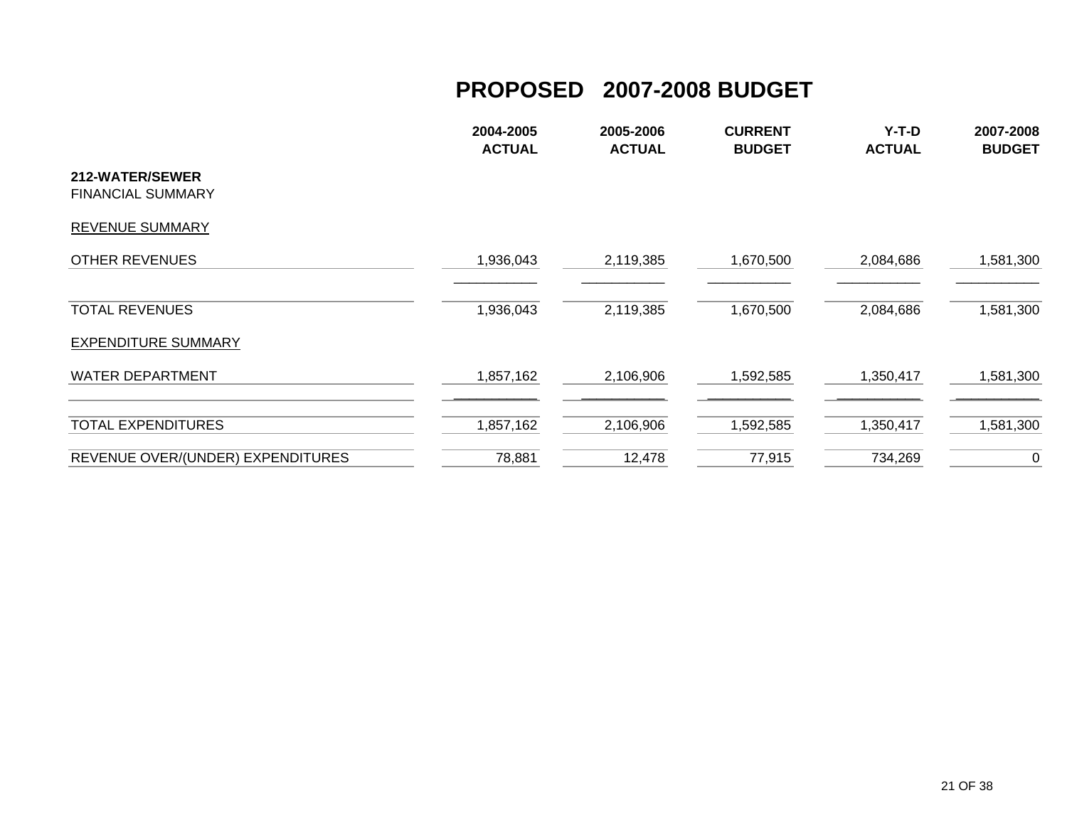# PROPOSED 2007-2008 BUDGET

| | 2004-2005 ACTUAL | 2005-2006 ACTUAL | CURRENT BUDGET | Y-T-D ACTUAL | 2007-2008 BUDGET |
|---|---|---|---|---|---|
| **212-WATER/SEWER** | | | | | |
| FINANCIAL SUMMARY | | | | | |
| REVENUE SUMMARY | | | | | |
| OTHER REVENUES | 1,936,043 | 2,119,385 | 1,670,500 | 2,084,686 | 1,581,300 |
| TOTAL REVENUES | 1,936,043 | 2,119,385 | 1,670,500 | 2,084,686 | 1,581,300 |
| EXPENDITURE SUMMARY | | | | | |
| WATER DEPARTMENT | 1,857,162 | 2,106,906 | 1,592,585 | 1,350,417 | 1,581,300 |
| TOTAL EXPENDITURES | 1,857,162 | 2,106,906 | 1,592,585 | 1,350,417 | 1,581,300 |
| REVENUE OVER/(UNDER) EXPENDITURES | 78,881 | 12,478 | 77,915 | 734,269 | 0 |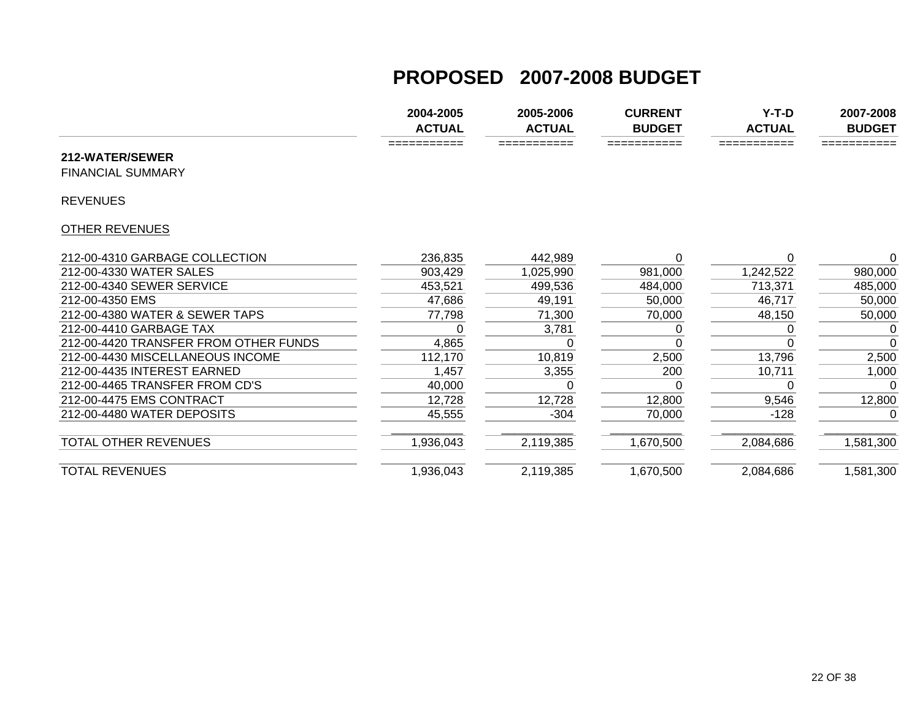# PROPOSED 2007-2008 BUDGET

| | 2004-2005 ACTUAL | 2005-2006 ACTUAL | CURRENT BUDGET | Y-T-D ACTUAL | 2007-2008 BUDGET |
|---|---|---|---|---|---|
| **212-WATER/SEWER** | | | | | |
| FINANCIAL SUMMARY | | | | | |
| REVENUES | | | | | |
| OTHER REVENUES | | | | | |
| 212-00-4310 GARBAGE COLLECTION | 236,835 | 442,989 | 0 | 0 | 0 |
| 212-00-4330 WATER SALES | 903,429 | 1,025,990 | 981,000 | 1,242,522 | 980,000 |
| 212-00-4340 SEWER SERVICE | 453,521 | 499,536 | 484,000 | 713,371 | 485,000 |
| 212-00-4350 EMS | 47,686 | 49,191 | 50,000 | 46,717 | 50,000 |
| 212-00-4380 WATER & SEWER TAPS | 77,798 | 71,300 | 70,000 | 48,150 | 50,000 |
| 212-00-4410 GARBAGE TAX | 0 | 3,781 | 0 | 0 | 0 |
| 212-00-4420 TRANSFER FROM OTHER FUNDS | 4,865 | 0 | 0 | 0 | 0 |
| 212-00-4430 MISCELLANEOUS INCOME | 112,170 | 10,819 | 2,500 | 13,796 | 2,500 |
| 212-00-4435 INTEREST EARNED | 1,457 | 3,355 | 200 | 10,711 | 1,000 |
| 212-00-4465 TRANSFER FROM CD'S | 40,000 | 0 | 0 | 0 | 0 |
| 212-00-4475 EMS CONTRACT | 12,728 | 12,728 | 12,800 | 9,546 | 12,800 |
| 212-00-4480 WATER DEPOSITS | 45,555 | -304 | 70,000 | -128 | 0 |
| TOTAL OTHER REVENUES | 1,936,043 | 2,119,385 | 1,670,500 | 2,084,686 | 1,581,300 |
| TOTAL REVENUES | 1,936,043 | 2,119,385 | 1,670,500 | 2,084,686 | 1,581,300 |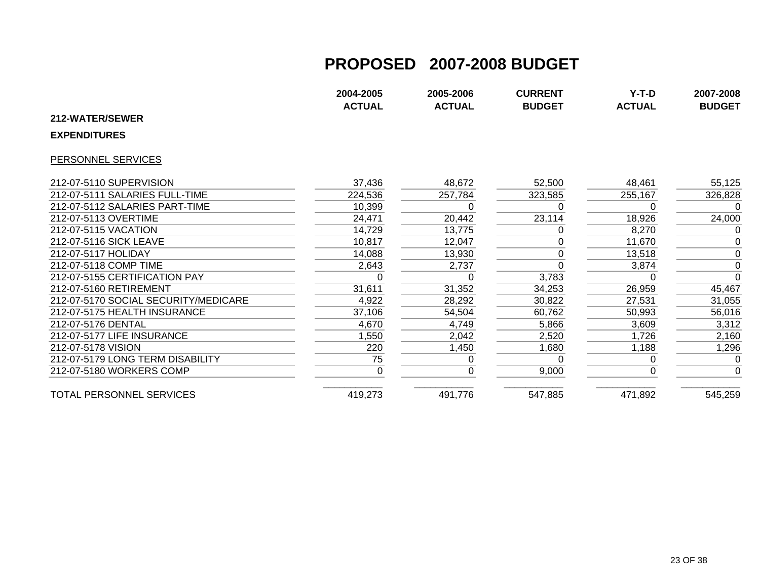# PROPOSED 2007-2008 BUDGET

**212-WATER/SEWER**

**EXPENDITURES**

PERSONNEL SERVICES

| | 2004-2005 ACTUAL | 2005-2006 ACTUAL | CURRENT BUDGET | Y-T-D ACTUAL | 2007-2008 BUDGET |
|---|---|---|---|---|---|
| 212-07-5110 SUPERVISION | 37,436 | 48,672 | 52,500 | 48,461 | 55,125 |
| 212-07-5111 SALARIES FULL-TIME | 224,536 | 257,784 | 323,585 | 255,167 | 326,828 |
| 212-07-5112 SALARIES PART-TIME | 10,399 | 0 | 0 | 0 | 0 |
| 212-07-5113 OVERTIME | 24,471 | 20,442 | 23,114 | 18,926 | 24,000 |
| 212-07-5115 VACATION | 14,729 | 13,775 | 0 | 8,270 | 0 |
| 212-07-5116 SICK LEAVE | 10,817 | 12,047 | 0 | 11,670 | 0 |
| 212-07-5117 HOLIDAY | 14,088 | 13,930 | 0 | 13,518 | 0 |
| 212-07-5118 COMP TIME | 2,643 | 2,737 | 0 | 3,874 | 0 |
| 212-07-5155 CERTIFICATION PAY | 0 | 0 | 3,783 | 0 | 0 |
| 212-07-5160 RETIREMENT | 31,611 | 31,352 | 34,253 | 26,959 | 45,467 |
| 212-07-5170 SOCIAL SECURITY/MEDICARE | 4,922 | 28,292 | 30,822 | 27,531 | 31,055 |
| 212-07-5175 HEALTH INSURANCE | 37,106 | 54,504 | 60,762 | 50,993 | 56,016 |
| 212-07-5176 DENTAL | 4,670 | 4,749 | 5,866 | 3,609 | 3,312 |
| 212-07-5177 LIFE INSURANCE | 1,550 | 2,042 | 2,520 | 1,726 | 2,160 |
| 212-07-5178 VISION | 220 | 1,450 | 1,680 | 1,188 | 1,296 |
| 212-07-5179 LONG TERM DISABILITY | 75 | 0 | 0 | 0 | 0 |
| 212-07-5180 WORKERS COMP | 0 | 0 | 9,000 | 0 | 0 |
| TOTAL PERSONNEL SERVICES | 419,273 | 491,776 | 547,885 | 471,892 | 545,259 |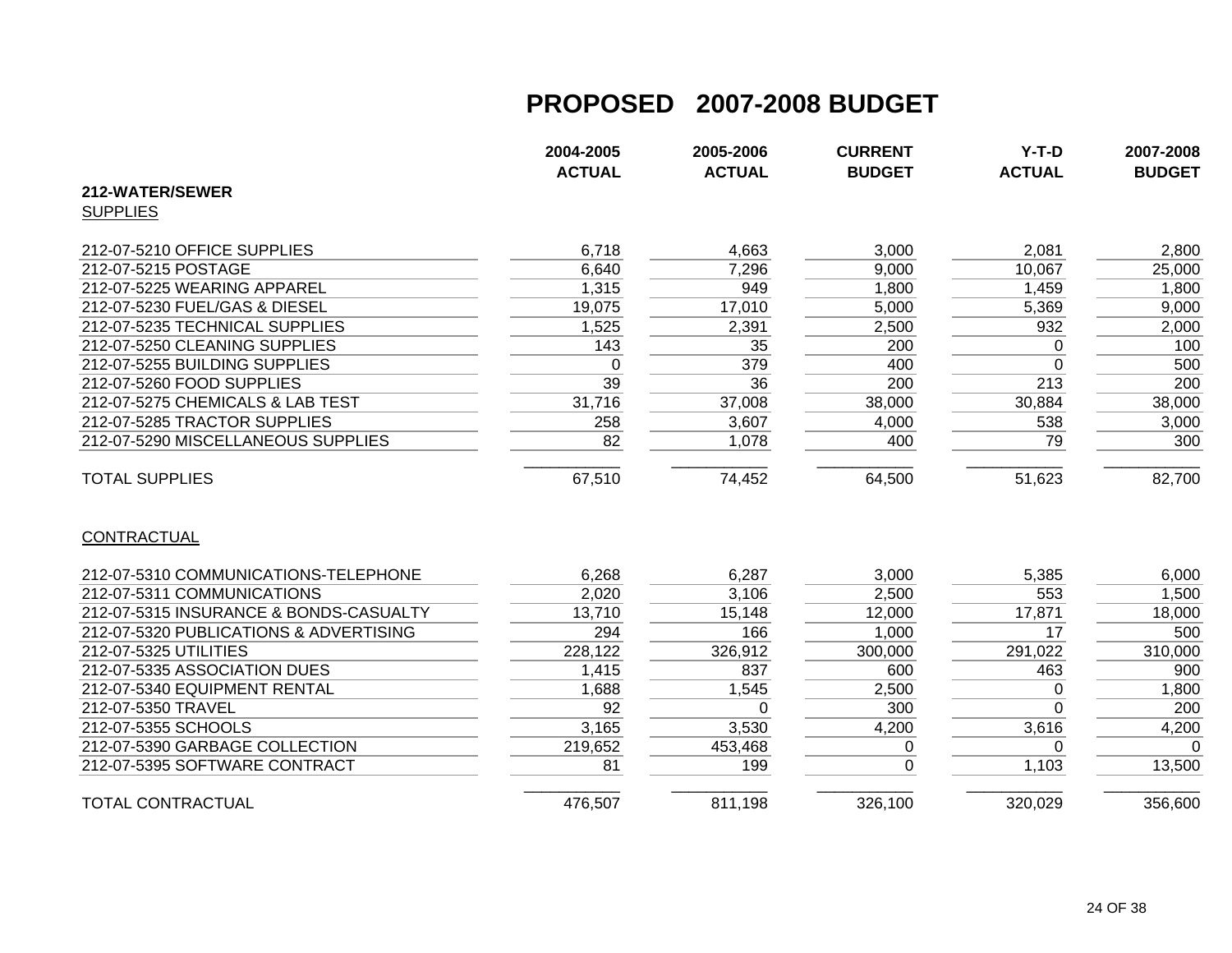# PROPOSED 2007-2008 BUDGET

| | 2004-2005 ACTUAL | 2005-2006 ACTUAL | CURRENT BUDGET | Y-T-D ACTUAL | 2007-2008 BUDGET |
|---|---|---|---|---|---|
| **212-WATER/SEWER** | | | | | |
| SUPPLIES | | | | | |
| 212-07-5210 OFFICE SUPPLIES | 6,718 | 4,663 | 3,000 | 2,081 | 2,800 |
| 212-07-5215 POSTAGE | 6,640 | 7,296 | 9,000 | 10,067 | 25,000 |
| 212-07-5225 WEARING APPAREL | 1,315 | 949 | 1,800 | 1,459 | 1,800 |
| 212-07-5230 FUEL/GAS & DIESEL | 19,075 | 17,010 | 5,000 | 5,369 | 9,000 |
| 212-07-5235 TECHNICAL SUPPLIES | 1,525 | 2,391 | 2,500 | 932 | 2,000 |
| 212-07-5250 CLEANING SUPPLIES | 143 | 35 | 200 | 0 | 100 |
| 212-07-5255 BUILDING SUPPLIES | 0 | 379 | 400 | 0 | 500 |
| 212-07-5260 FOOD SUPPLIES | 39 | 36 | 200 | 213 | 200 |
| 212-07-5275 CHEMICALS & LAB TEST | 31,716 | 37,008 | 38,000 | 30,884 | 38,000 |
| 212-07-5285 TRACTOR SUPPLIES | 258 | 3,607 | 4,000 | 538 | 3,000 |
| 212-07-5290 MISCELLANEOUS SUPPLIES | 82 | 1,078 | 400 | 79 | 300 |
| TOTAL SUPPLIES | 67,510 | 74,452 | 64,500 | 51,623 | 82,700 |
| CONTRACTUAL | | | | | |
| 212-07-5310 COMMUNICATIONS-TELEPHONE | 6,268 | 6,287 | 3,000 | 5,385 | 6,000 |
| 212-07-5311 COMMUNICATIONS | 2,020 | 3,106 | 2,500 | 553 | 1,500 |
| 212-07-5315 INSURANCE & BONDS-CASUALTY | 13,710 | 15,148 | 12,000 | 17,871 | 18,000 |
| 212-07-5320 PUBLICATIONS & ADVERTISING | 294 | 166 | 1,000 | 17 | 500 |
| 212-07-5325 UTILITIES | 228,122 | 326,912 | 300,000 | 291,022 | 310,000 |
| 212-07-5335 ASSOCIATION DUES | 1,415 | 837 | 600 | 463 | 900 |
| 212-07-5340 EQUIPMENT RENTAL | 1,688 | 1,545 | 2,500 | 0 | 1,800 |
| 212-07-5350 TRAVEL | 92 | 0 | 300 | 0 | 200 |
| 212-07-5355 SCHOOLS | 3,165 | 3,530 | 4,200 | 3,616 | 4,200 |
| 212-07-5390 GARBAGE COLLECTION | 219,652 | 453,468 | 0 | 0 | 0 |
| 212-07-5395 SOFTWARE CONTRACT | 81 | 199 | 0 | 1,103 | 13,500 |
| TOTAL CONTRACTUAL | 476,507 | 811,198 | 326,100 | 320,029 | 356,600 |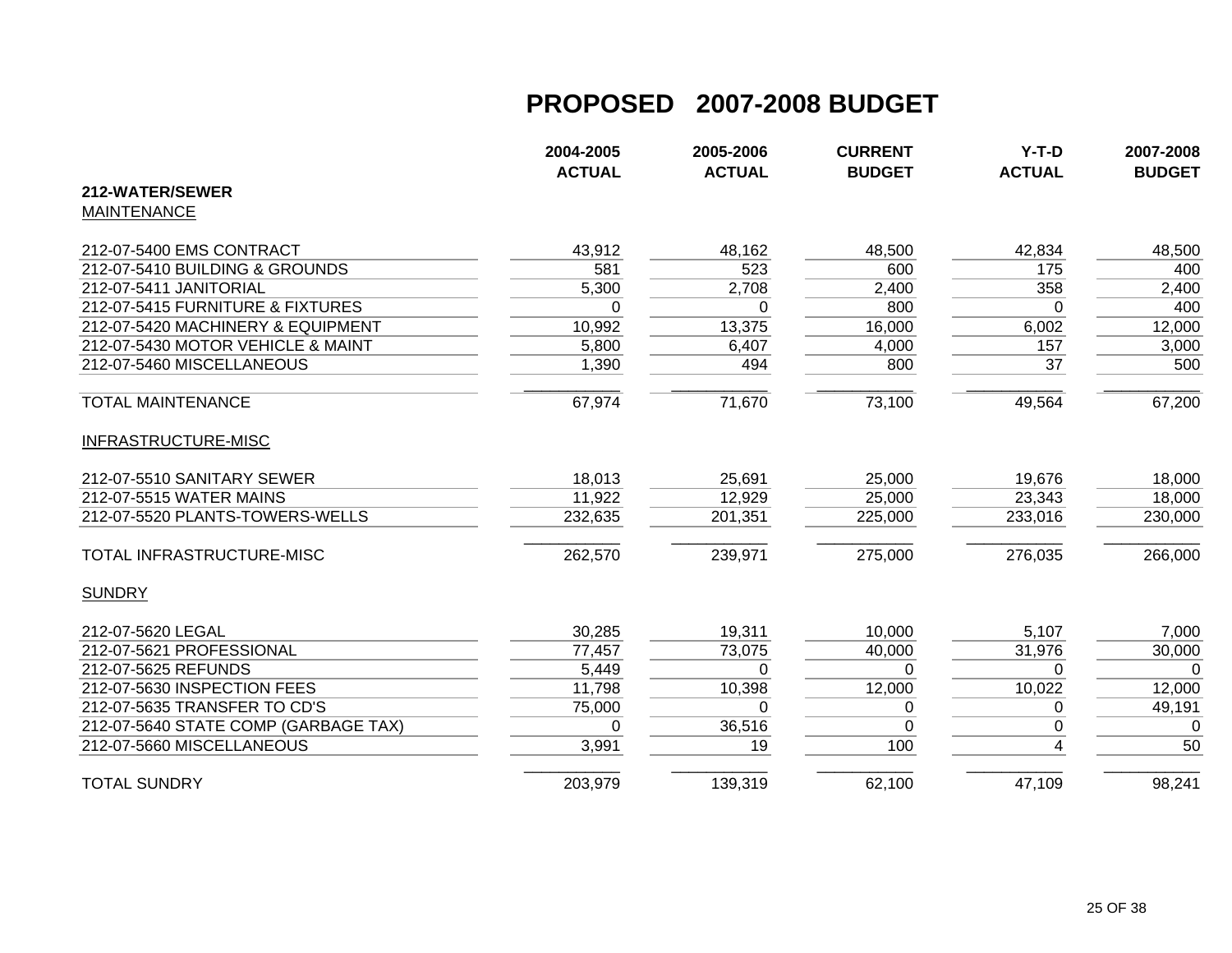# PROPOSED 2007-2008 BUDGET

| | 2004-2005 ACTUAL | 2005-2006 ACTUAL | CURRENT BUDGET | Y-T-D ACTUAL | 2007-2008 BUDGET |
|---|---|---|---|---|---|
| **212-WATER/SEWER** | | | | | |
| MAINTENANCE | | | | | |
| 212-07-5400 EMS CONTRACT | 43,912 | 48,162 | 48,500 | 42,834 | 48,500 |
| 212-07-5410 BUILDING & GROUNDS | 581 | 523 | 600 | 175 | 400 |
| 212-07-5411 JANITORIAL | 5,300 | 2,708 | 2,400 | 358 | 2,400 |
| 212-07-5415 FURNITURE & FIXTURES | 0 | 0 | 800 | 0 | 400 |
| 212-07-5420 MACHINERY & EQUIPMENT | 10,992 | 13,375 | 16,000 | 6,002 | 12,000 |
| 212-07-5430 MOTOR VEHICLE & MAINT | 5,800 | 6,407 | 4,000 | 157 | 3,000 |
| 212-07-5460 MISCELLANEOUS | 1,390 | 494 | 800 | 37 | 500 |
| TOTAL MAINTENANCE | 67,974 | 71,670 | 73,100 | 49,564 | 67,200 |
| INFRASTRUCTURE-MISC | | | | | |
| 212-07-5510 SANITARY SEWER | 18,013 | 25,691 | 25,000 | 19,676 | 18,000 |
| 212-07-5515 WATER MAINS | 11,922 | 12,929 | 25,000 | 23,343 | 18,000 |
| 212-07-5520 PLANTS-TOWERS-WELLS | 232,635 | 201,351 | 225,000 | 233,016 | 230,000 |
| TOTAL INFRASTRUCTURE-MISC | 262,570 | 239,971 | 275,000 | 276,035 | 266,000 |
| SUNDRY | | | | | |
| 212-07-5620 LEGAL | 30,285 | 19,311 | 10,000 | 5,107 | 7,000 |
| 212-07-5621 PROFESSIONAL | 77,457 | 73,075 | 40,000 | 31,976 | 30,000 |
| 212-07-5625 REFUNDS | 5,449 | 0 | 0 | 0 | 0 |
| 212-07-5630 INSPECTION FEES | 11,798 | 10,398 | 12,000 | 10,022 | 12,000 |
| 212-07-5635 TRANSFER TO CD'S | 75,000 | 0 | 0 | 0 | 49,191 |
| 212-07-5640 STATE COMP (GARBAGE TAX) | 0 | 36,516 | 0 | 0 | 0 |
| 212-07-5660 MISCELLANEOUS | 3,991 | 19 | 100 | 4 | 50 |
| TOTAL SUNDRY | 203,979 | 139,319 | 62,100 | 47,109 | 98,241 |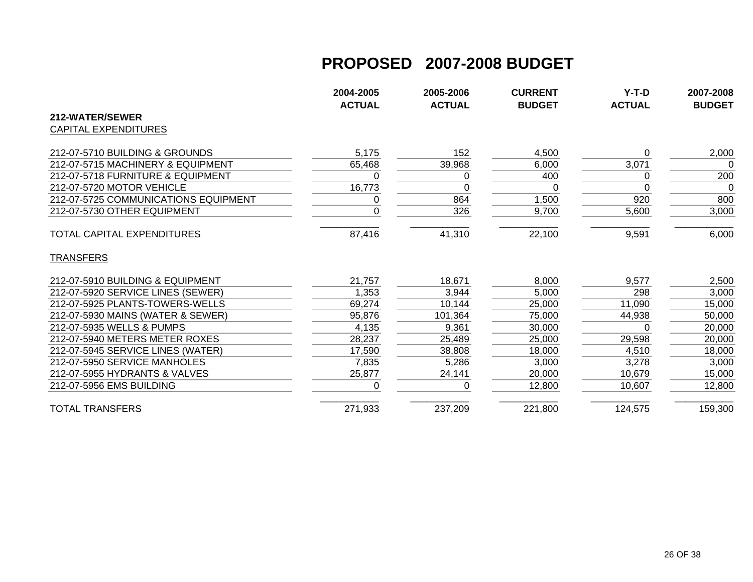# PROPOSED 2007-2008 BUDGET

| | 2004-2005 ACTUAL | 2005-2006 ACTUAL | CURRENT BUDGET | Y-T-D ACTUAL | 2007-2008 BUDGET |
|---|---|---|---|---|---|
| **212-WATER/SEWER** | | | | | |
| CAPITAL EXPENDITURES | | | | | |
| 212-07-5710 BUILDING & GROUNDS | 5,175 | 152 | 4,500 | 0 | 2,000 |
| 212-07-5715 MACHINERY & EQUIPMENT | 65,468 | 39,968 | 6,000 | 3,071 | 0 |
| 212-07-5718 FURNITURE & EQUIPMENT | 0 | 0 | 400 | 0 | 200 |
| 212-07-5720 MOTOR VEHICLE | 16,773 | 0 | 0 | 0 | 0 |
| 212-07-5725 COMMUNICATIONS EQUIPMENT | 0 | 864 | 1,500 | 920 | 800 |
| 212-07-5730 OTHER EQUIPMENT | 0 | 326 | 9,700 | 5,600 | 3,000 |
| TOTAL CAPITAL EXPENDITURES | 87,416 | 41,310 | 22,100 | 9,591 | 6,000 |
| TRANSFERS | | | | | |
| 212-07-5910 BUILDING & EQUIPMENT | 21,757 | 18,671 | 8,000 | 9,577 | 2,500 |
| 212-07-5920 SERVICE LINES (SEWER) | 1,353 | 3,944 | 5,000 | 298 | 3,000 |
| 212-07-5925 PLANTS-TOWERS-WELLS | 69,274 | 10,144 | 25,000 | 11,090 | 15,000 |
| 212-07-5930 MAINS (WATER & SEWER) | 95,876 | 101,364 | 75,000 | 44,938 | 50,000 |
| 212-07-5935 WELLS & PUMPS | 4,135 | 9,361 | 30,000 | 0 | 20,000 |
| 212-07-5940 METERS METER ROXES | 28,237 | 25,489 | 25,000 | 29,598 | 20,000 |
| 212-07-5945 SERVICE LINES (WATER) | 17,590 | 38,808 | 18,000 | 4,510 | 18,000 |
| 212-07-5950 SERVICE MANHOLES | 7,835 | 5,286 | 3,000 | 3,278 | 3,000 |
| 212-07-5955 HYDRANTS & VALVES | 25,877 | 24,141 | 20,000 | 10,679 | 15,000 |
| 212-07-5956 EMS BUILDING | 0 | 0 | 12,800 | 10,607 | 12,800 |
| TOTAL TRANSFERS | 271,933 | 237,209 | 221,800 | 124,575 | 159,300 |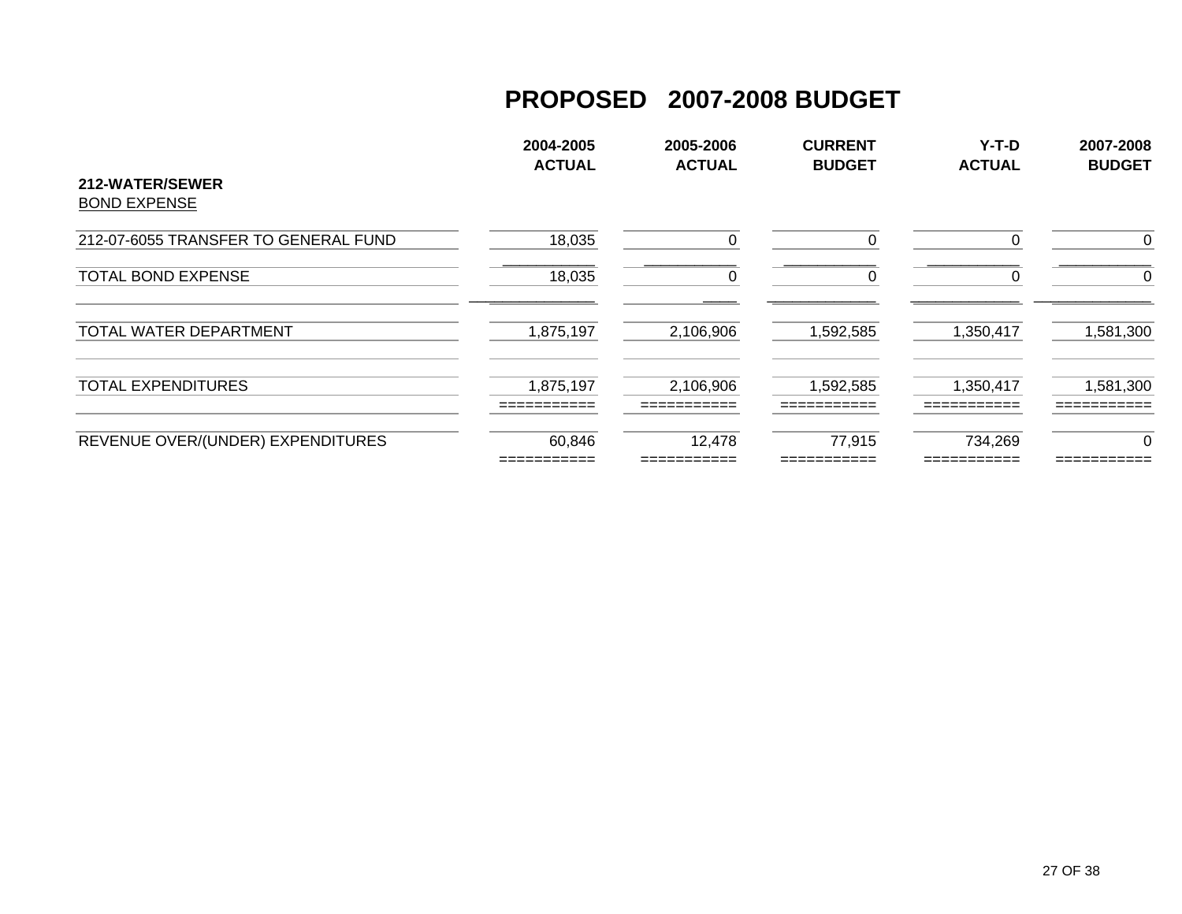# PROPOSED 2007-2008 BUDGET

| 212-WATER/SEWER | 2004-2005 ACTUAL | 2005-2006 ACTUAL | CURRENT BUDGET | Y-T-D ACTUAL | 2007-2008 BUDGET |
|---|---|---|---|---|---|
| BOND EXPENSE | | | | | |
| 212-07-6055 TRANSFER TO GENERAL FUND | 18,035 | 0 | 0 | 0 | 0 |
| TOTAL BOND EXPENSE | 18,035 | 0 | 0 | 0 | 0 |
| TOTAL WATER DEPARTMENT | 1,875,197 | 2,106,906 | 1,592,585 | 1,350,417 | 1,581,300 |
| TOTAL EXPENDITURES | 1,875,197 | 2,106,906 | 1,592,585 | 1,350,417 | 1,581,300 |
| REVENUE OVER/(UNDER) EXPENDITURES | 60,846 | 12,478 | 77,915 | 734,269 | 0 |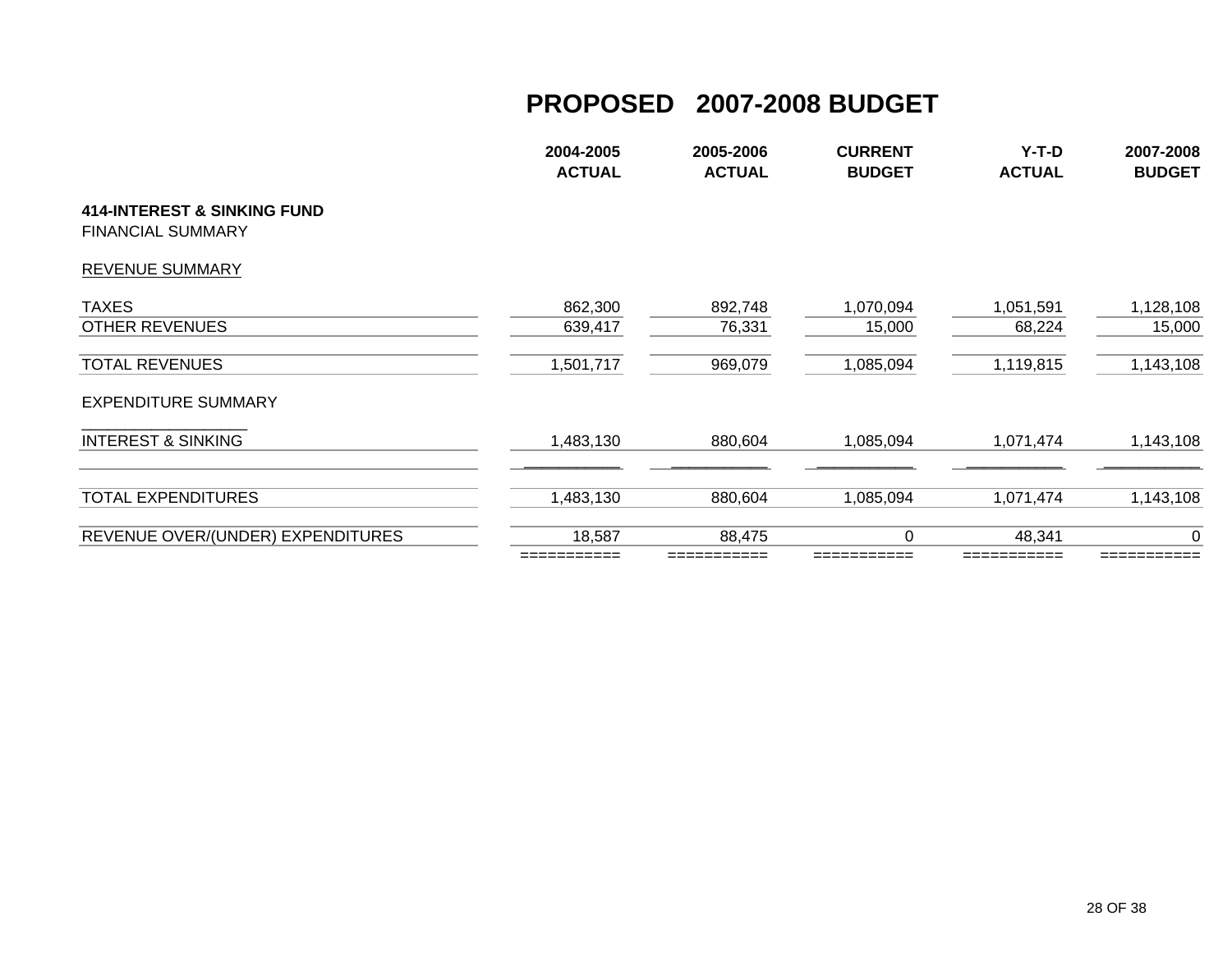# PROPOSED 2007-2008 BUDGET

| | 2004-2005 ACTUAL | 2005-2006 ACTUAL | CURRENT BUDGET | Y-T-D ACTUAL | 2007-2008 BUDGET |
|---|---|---|---|---|---|
| **414-INTEREST & SINKING FUND** | | | | | |
| FINANCIAL SUMMARY | | | | | |
| REVENUE SUMMARY | | | | | |
| TAXES | 862,300 | 892,748 | 1,070,094 | 1,051,591 | 1,128,108 |
| OTHER REVENUES | 639,417 | 76,331 | 15,000 | 68,224 | 15,000 |
| TOTAL REVENUES | 1,501,717 | 969,079 | 1,085,094 | 1,119,815 | 1,143,108 |
| EXPENDITURE SUMMARY | | | | | |
| INTEREST & SINKING | 1,483,130 | 880,604 | 1,085,094 | 1,071,474 | 1,143,108 |
| TOTAL EXPENDITURES | 1,483,130 | 880,604 | 1,085,094 | 1,071,474 | 1,143,108 |
| REVENUE OVER/(UNDER) EXPENDITURES | 18,587 | 88,475 | 0 | 48,341 | 0 |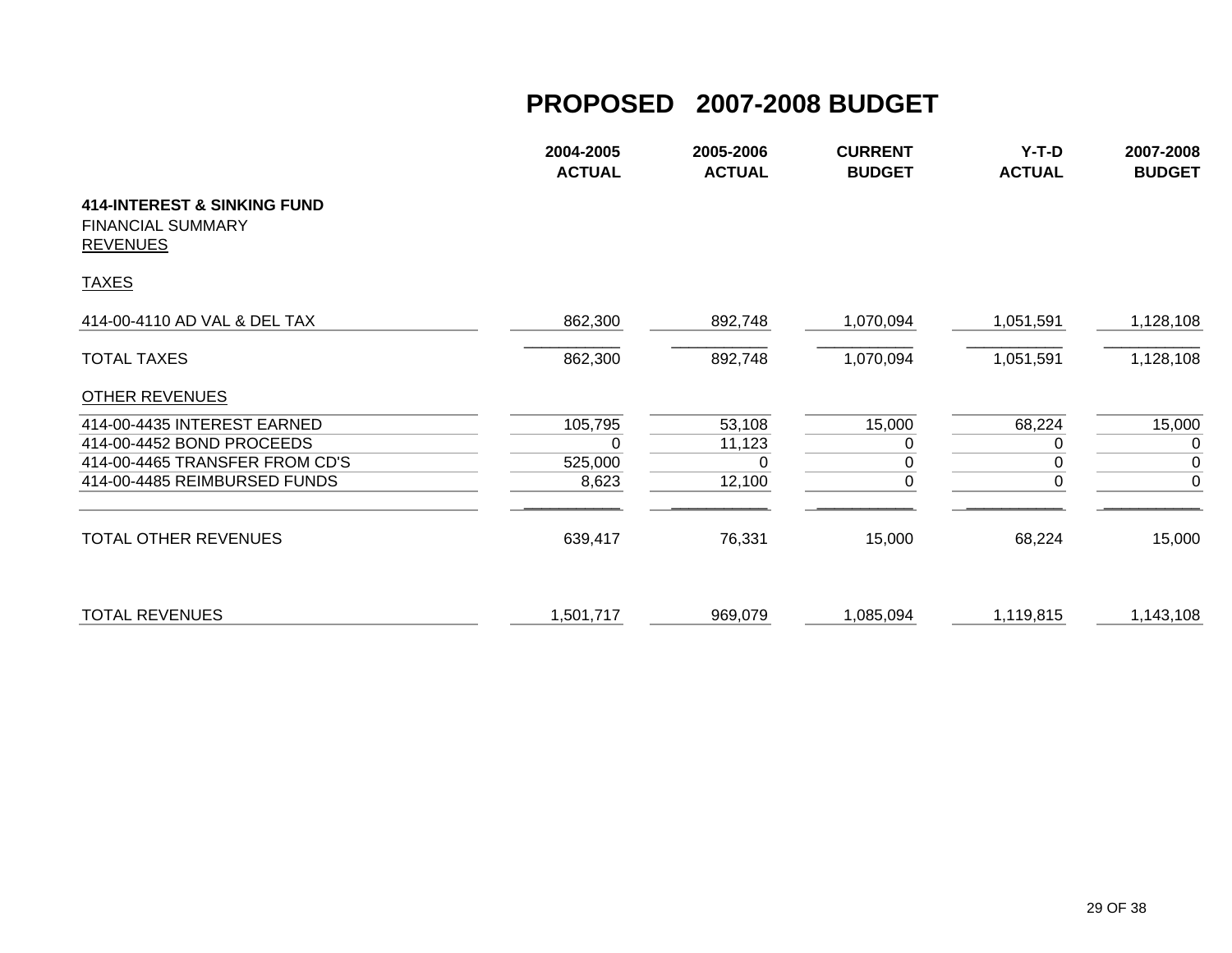# PROPOSED 2007-2008 BUDGET

| | 2004-2005 ACTUAL | 2005-2006 ACTUAL | CURRENT BUDGET | Y-T-D ACTUAL | 2007-2008 BUDGET |
|---|---|---|---|---|---|
| **414-INTEREST & SINKING FUND** | | | | | |
| FINANCIAL SUMMARY | | | | | |
| REVENUES | | | | | |
| TAXES | | | | | |
| 414-00-4110 AD VAL & DEL TAX | 862,300 | 892,748 | 1,070,094 | 1,051,591 | 1,128,108 |
| TOTAL TAXES | 862,300 | 892,748 | 1,070,094 | 1,051,591 | 1,128,108 |
| OTHER REVENUES | | | | | |
| 414-00-4435 INTEREST EARNED | 105,795 | 53,108 | 15,000 | 68,224 | 15,000 |
| 414-00-4452 BOND PROCEEDS | 0 | 11,123 | 0 | 0 | 0 |
| 414-00-4465 TRANSFER FROM CD'S | 525,000 | 0 | 0 | 0 | 0 |
| 414-00-4485 REIMBURSED FUNDS | 8,623 | 12,100 | 0 | 0 | 0 |
| TOTAL OTHER REVENUES | 639,417 | 76,331 | 15,000 | 68,224 | 15,000 |
| TOTAL REVENUES | 1,501,717 | 969,079 | 1,085,094 | 1,119,815 | 1,143,108 |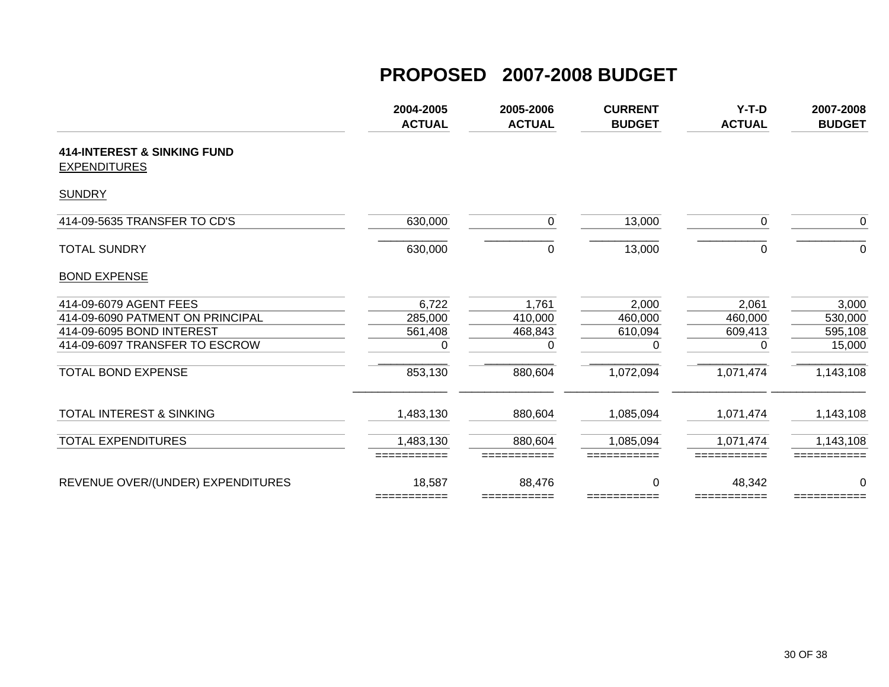# PROPOSED 2007-2008 BUDGET

| | 2004-2005 ACTUAL | 2005-2006 ACTUAL | CURRENT BUDGET | Y-T-D ACTUAL | 2007-2008 BUDGET |
|---|---|---|---|---|---|
| **414-INTEREST & SINKING FUND** | | | | | |
| EXPENDITURES | | | | | |
| SUNDRY | | | | | |
| 414-09-5635 TRANSFER TO CD'S | 630,000 | 0 | 13,000 | 0 | 0 |
| TOTAL SUNDRY | 630,000 | 0 | 13,000 | 0 | 0 |
| BOND EXPENSE | | | | | |
| 414-09-6079 AGENT FEES | 6,722 | 1,761 | 2,000 | 2,061 | 3,000 |
| 414-09-6090 PATMENT ON PRINCIPAL | 285,000 | 410,000 | 460,000 | 460,000 | 530,000 |
| 414-09-6095 BOND INTEREST | 561,408 | 468,843 | 610,094 | 609,413 | 595,108 |
| 414-09-6097 TRANSFER TO ESCROW | 0 | 0 | 0 | 0 | 15,000 |
| TOTAL BOND EXPENSE | 853,130 | 880,604 | 1,072,094 | 1,071,474 | 1,143,108 |
| TOTAL INTEREST & SINKING | 1,483,130 | 880,604 | 1,085,094 | 1,071,474 | 1,143,108 |
| TOTAL EXPENDITURES | 1,483,130 | 880,604 | 1,085,094 | 1,071,474 | 1,143,108 |
| REVENUE OVER/(UNDER) EXPENDITURES | 18,587 | 88,476 | 0 | 48,342 | 0 |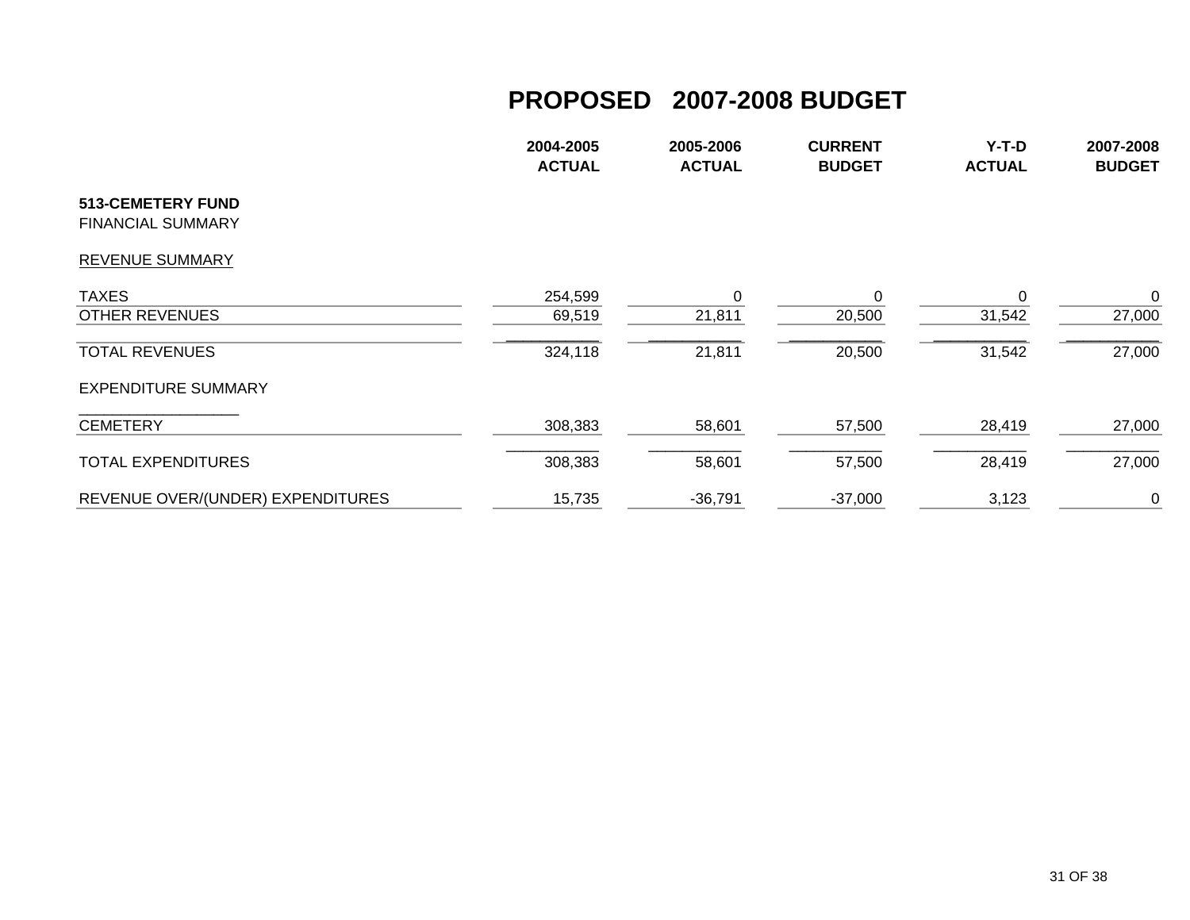# PROPOSED 2007-2008 BUDGET

| | 2004-2005 ACTUAL | 2005-2006 ACTUAL | CURRENT BUDGET | Y-T-D ACTUAL | 2007-2008 BUDGET |
|---|---|---|---|---|---|
| **513-CEMETERY FUND** | | | | | |
| FINANCIAL SUMMARY | | | | | |
| REVENUE SUMMARY | | | | | |
| TAXES | 254,599 | 0 | 0 | 0 | 0 |
| OTHER REVENUES | 69,519 | 21,811 | 20,500 | 31,542 | 27,000 |
| TOTAL REVENUES | 324,118 | 21,811 | 20,500 | 31,542 | 27,000 |
| EXPENDITURE SUMMARY | | | | | |
| CEMETERY | 308,383 | 58,601 | 57,500 | 28,419 | 27,000 |
| TOTAL EXPENDITURES | 308,383 | 58,601 | 57,500 | 28,419 | 27,000 |
| REVENUE OVER/(UNDER) EXPENDITURES | 15,735 | -36,791 | -37,000 | 3,123 | 0 |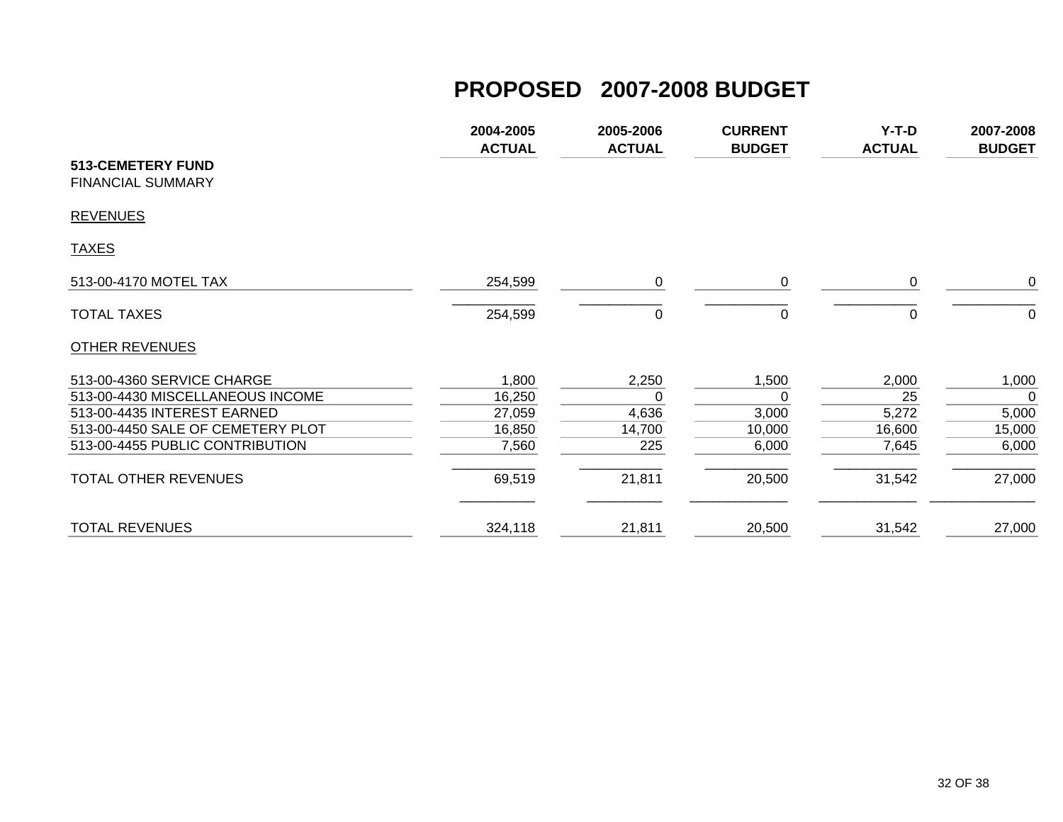# PROPOSED 2007-2008 BUDGET

| 513-CEMETERY FUND<br>FINANCIAL SUMMARY | 2004-2005 ACTUAL | 2005-2006 ACTUAL | CURRENT BUDGET | Y-T-D ACTUAL | 2007-2008 BUDGET |
|---|---|---|---|---|---|
| REVENUES | | | | | |
| TAXES | | | | | |
| 513-00-4170 MOTEL TAX | 254,599 | 0 | 0 | 0 | 0 |
| TOTAL TAXES | 254,599 | 0 | 0 | 0 | 0 |
| OTHER REVENUES | | | | | |
| 513-00-4360 SERVICE CHARGE | 1,800 | 2,250 | 1,500 | 2,000 | 1,000 |
| 513-00-4430 MISCELLANEOUS INCOME | 16,250 | 0 | 0 | 25 | 0 |
| 513-00-4435 INTEREST EARNED | 27,059 | 4,636 | 3,000 | 5,272 | 5,000 |
| 513-00-4450 SALE OF CEMETERY PLOT | 16,850 | 14,700 | 10,000 | 16,600 | 15,000 |
| 513-00-4455 PUBLIC CONTRIBUTION | 7,560 | 225 | 6,000 | 7,645 | 6,000 |
| TOTAL OTHER REVENUES | 69,519 | 21,811 | 20,500 | 31,542 | 27,000 |
| TOTAL REVENUES | 324,118 | 21,811 | 20,500 | 31,542 | 27,000 |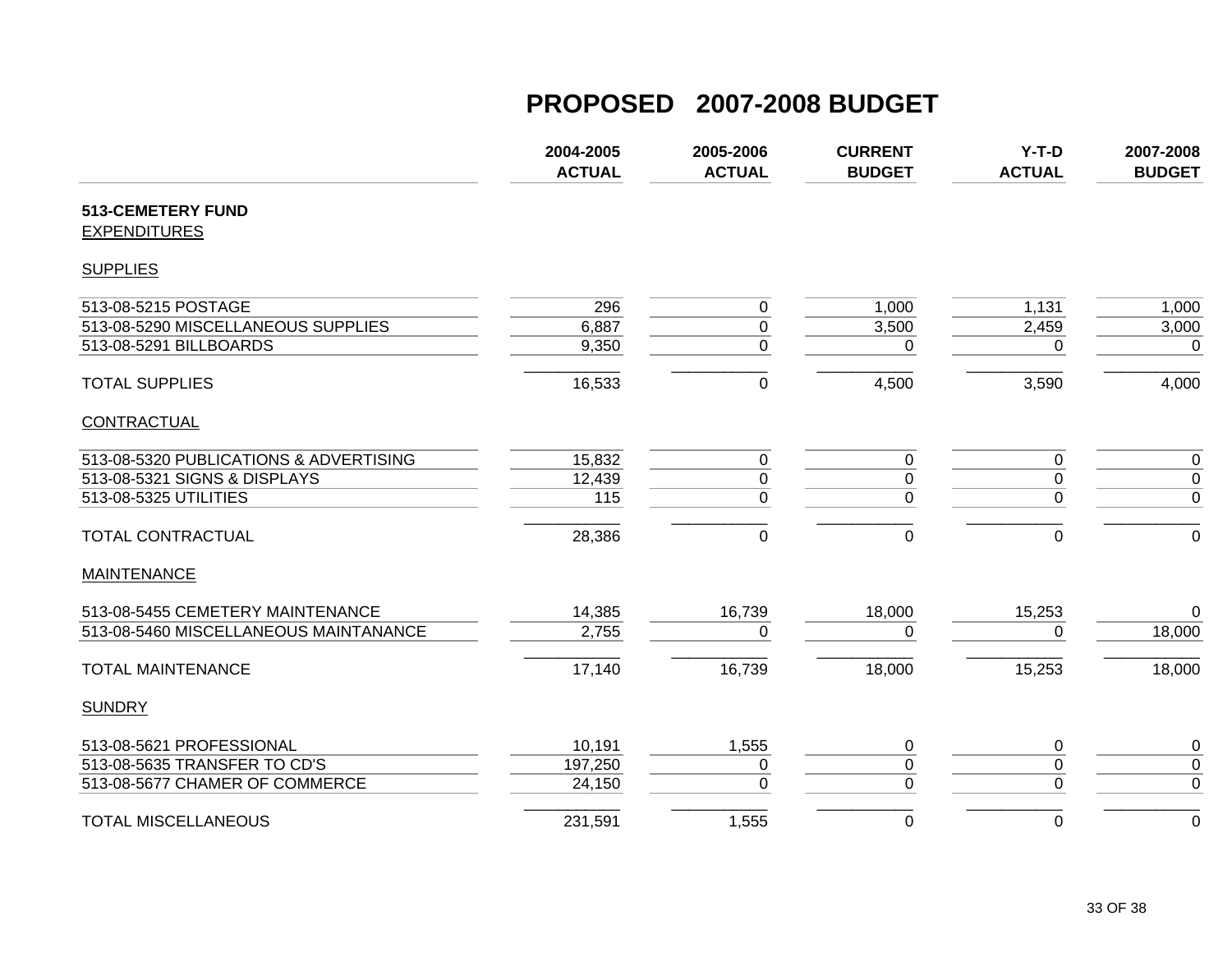# PROPOSED 2007-2008 BUDGET

| | 2004-2005 ACTUAL | 2005-2006 ACTUAL | CURRENT BUDGET | Y-T-D ACTUAL | 2007-2008 BUDGET |
|---|---|---|---|---|---|
| **513-CEMETERY FUND** | | | | | |
| EXPENDITURES | | | | | |
| SUPPLIES | | | | | |
| 513-08-5215 POSTAGE | 296 | 0 | 1,000 | 1,131 | 1,000 |
| 513-08-5290 MISCELLANEOUS SUPPLIES | 6,887 | 0 | 3,500 | 2,459 | 3,000 |
| 513-08-5291 BILLBOARDS | 9,350 | 0 | 0 | 0 | 0 |
| TOTAL SUPPLIES | 16,533 | 0 | 4,500 | 3,590 | 4,000 |
| CONTRACTUAL | | | | | |
| 513-08-5320 PUBLICATIONS & ADVERTISING | 15,832 | 0 | 0 | 0 | 0 |
| 513-08-5321 SIGNS & DISPLAYS | 12,439 | 0 | 0 | 0 | 0 |
| 513-08-5325 UTILITIES | 115 | 0 | 0 | 0 | 0 |
| TOTAL CONTRACTUAL | 28,386 | 0 | 0 | 0 | 0 |
| MAINTENANCE | | | | | |
| 513-08-5455 CEMETERY MAINTENANCE | 14,385 | 16,739 | 18,000 | 15,253 | 0 |
| 513-08-5460 MISCELLANEOUS MAINTANANCE | 2,755 | 0 | 0 | 0 | 18,000 |
| TOTAL MAINTENANCE | 17,140 | 16,739 | 18,000 | 15,253 | 18,000 |
| SUNDRY | | | | | |
| 513-08-5621 PROFESSIONAL | 10,191 | 1,555 | 0 | 0 | 0 |
| 513-08-5635 TRANSFER TO CD'S | 197,250 | 0 | 0 | 0 | 0 |
| 513-08-5677 CHAMER OF COMMERCE | 24,150 | 0 | 0 | 0 | 0 |
| TOTAL MISCELLANEOUS | 231,591 | 1,555 | 0 | 0 | 0 |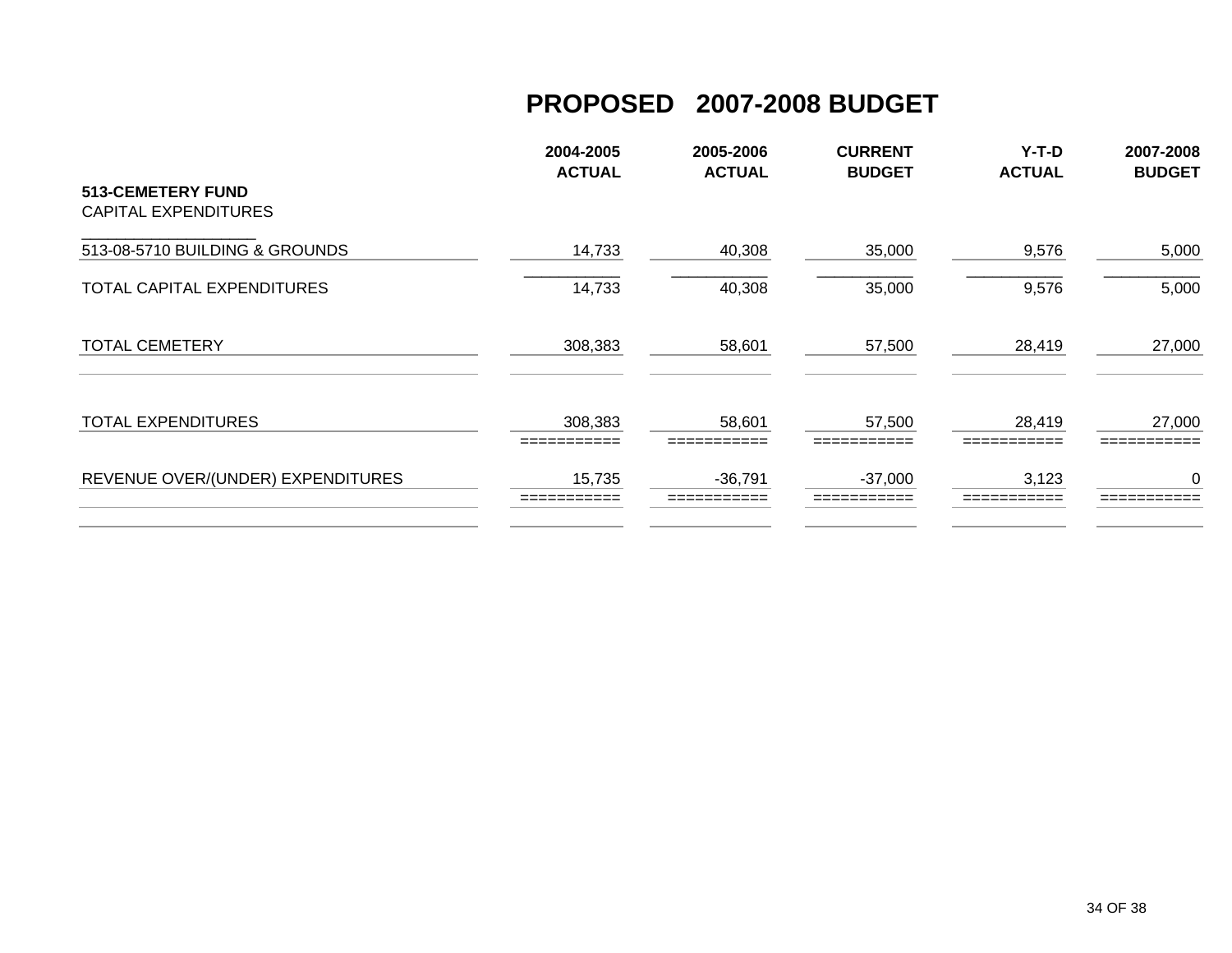# PROPOSED 2007-2008 BUDGET

| | 2004-2005 ACTUAL | 2005-2006 ACTUAL | CURRENT BUDGET | Y-T-D ACTUAL | 2007-2008 BUDGET |
|---|---|---|---|---|---|
| **513-CEMETERY FUND** | | | | | |
| CAPITAL EXPENDITURES | | | | | |
| 513-08-5710 BUILDING & GROUNDS | 14,733 | 40,308 | 35,000 | 9,576 | 5,000 |
| TOTAL CAPITAL EXPENDITURES | 14,733 | 40,308 | 35,000 | 9,576 | 5,000 |
| TOTAL CEMETERY | 308,383 | 58,601 | 57,500 | 28,419 | 27,000 |
| TOTAL EXPENDITURES | 308,383 | 58,601 | 57,500 | 28,419 | 27,000 |
| REVENUE OVER/(UNDER) EXPENDITURES | 15,735 | -36,791 | -37,000 | 3,123 | 0 |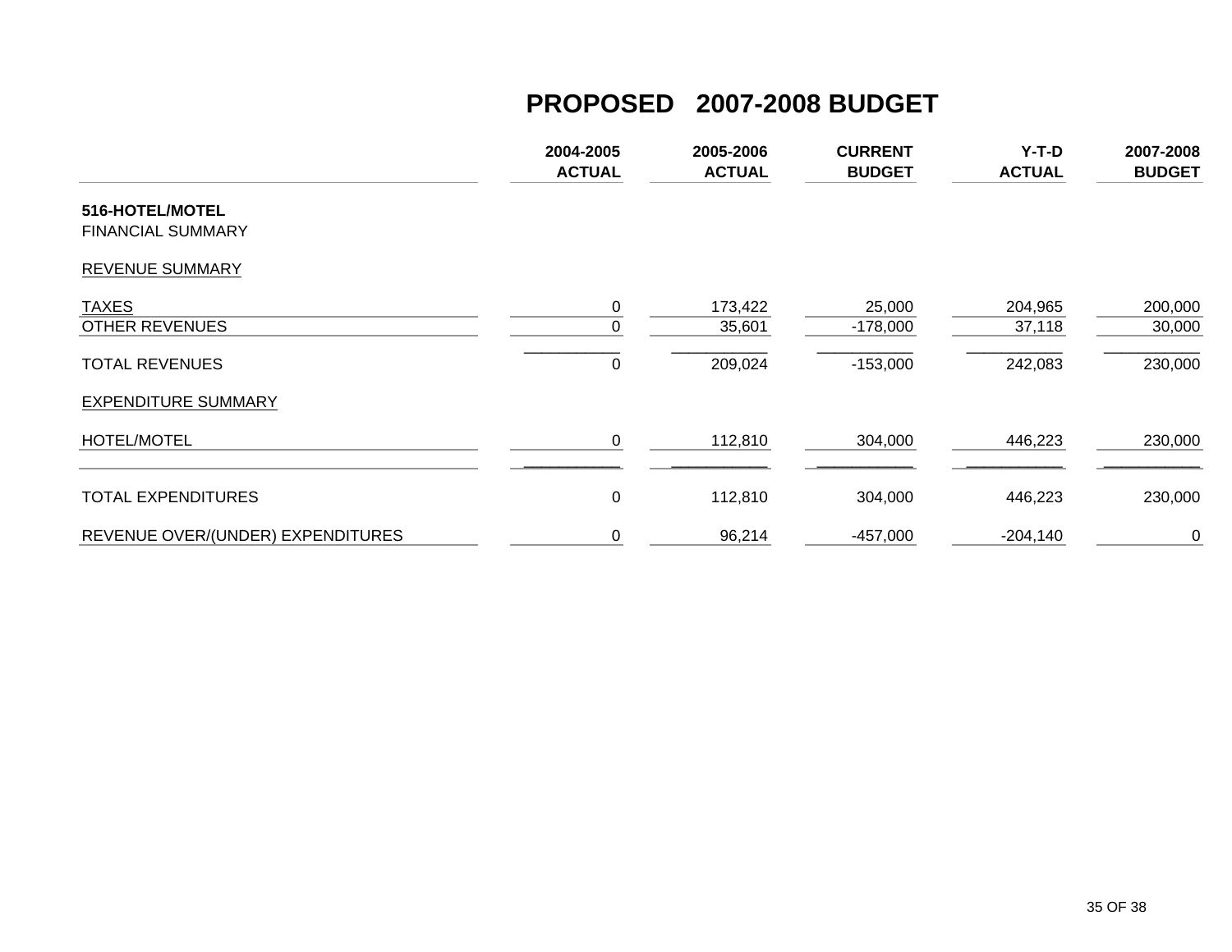# PROPOSED 2007-2008 BUDGET

| | 2004-2005 ACTUAL | 2005-2006 ACTUAL | CURRENT BUDGET | Y-T-D ACTUAL | 2007-2008 BUDGET |
|---|---|---|---|---|---|
| **516-HOTEL/MOTEL** | | | | | |
| FINANCIAL SUMMARY | | | | | |
| REVENUE SUMMARY | | | | | |
| TAXES | 0 | 173,422 | 25,000 | 204,965 | 200,000 |
| OTHER REVENUES | 0 | 35,601 | -178,000 | 37,118 | 30,000 |
| TOTAL REVENUES | 0 | 209,024 | -153,000 | 242,083 | 230,000 |
| EXPENDITURE SUMMARY | | | | | |
| HOTEL/MOTEL | 0 | 112,810 | 304,000 | 446,223 | 230,000 |
| TOTAL EXPENDITURES | 0 | 112,810 | 304,000 | 446,223 | 230,000 |
| REVENUE OVER/(UNDER) EXPENDITURES | 0 | 96,214 | -457,000 | -204,140 | 0 |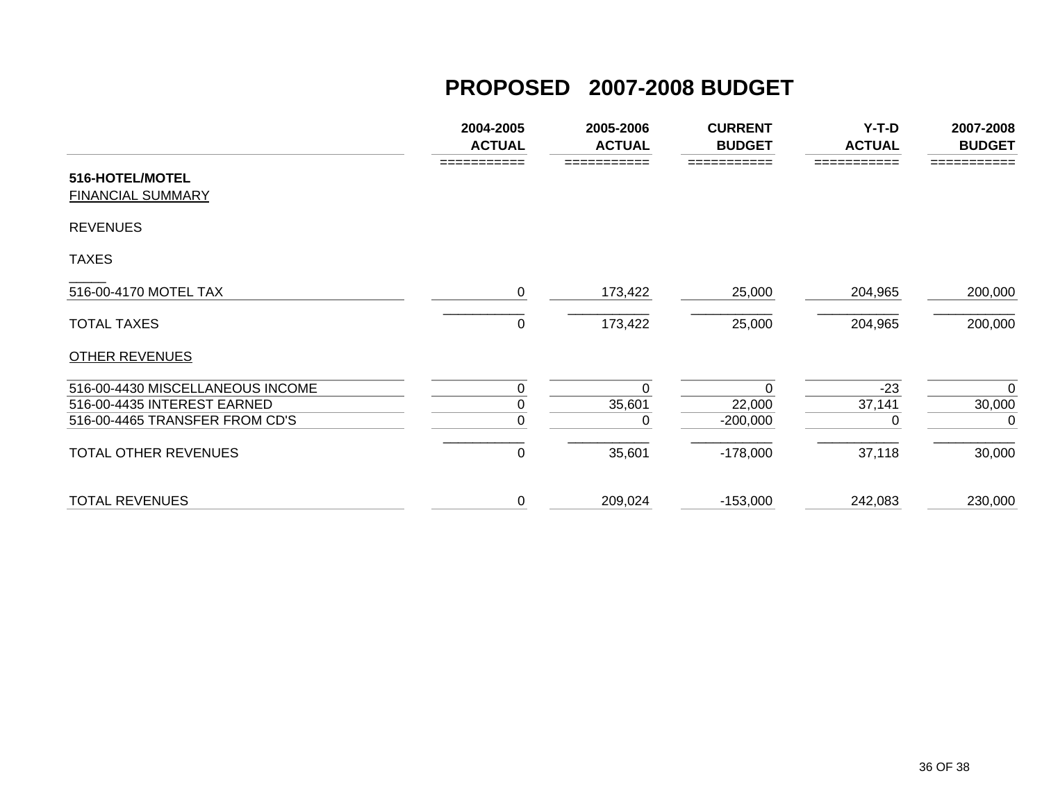# PROPOSED 2007-2008 BUDGET

| | 2004-2005 ACTUAL | 2005-2006 ACTUAL | CURRENT BUDGET | Y-T-D ACTUAL | 2007-2008 BUDGET |
|---|---|---|---|---|---|
| **516-HOTEL/MOTEL** | | | | | |
| FINANCIAL SUMMARY | | | | | |
| REVENUES | | | | | |
| TAXES | | | | | |
| 516-00-4170 MOTEL TAX | 0 | 173,422 | 25,000 | 204,965 | 200,000 |
| TOTAL TAXES | 0 | 173,422 | 25,000 | 204,965 | 200,000 |
| OTHER REVENUES | | | | | |
| 516-00-4430 MISCELLANEOUS INCOME | 0 | 0 | 0 | -23 | 0 |
| 516-00-4435 INTEREST EARNED | 0 | 35,601 | 22,000 | 37,141 | 30,000 |
| 516-00-4465 TRANSFER FROM CD'S | 0 | 0 | -200,000 | 0 | 0 |
| TOTAL OTHER REVENUES | 0 | 35,601 | -178,000 | 37,118 | 30,000 |
| TOTAL REVENUES | 0 | 209,024 | -153,000 | 242,083 | 230,000 |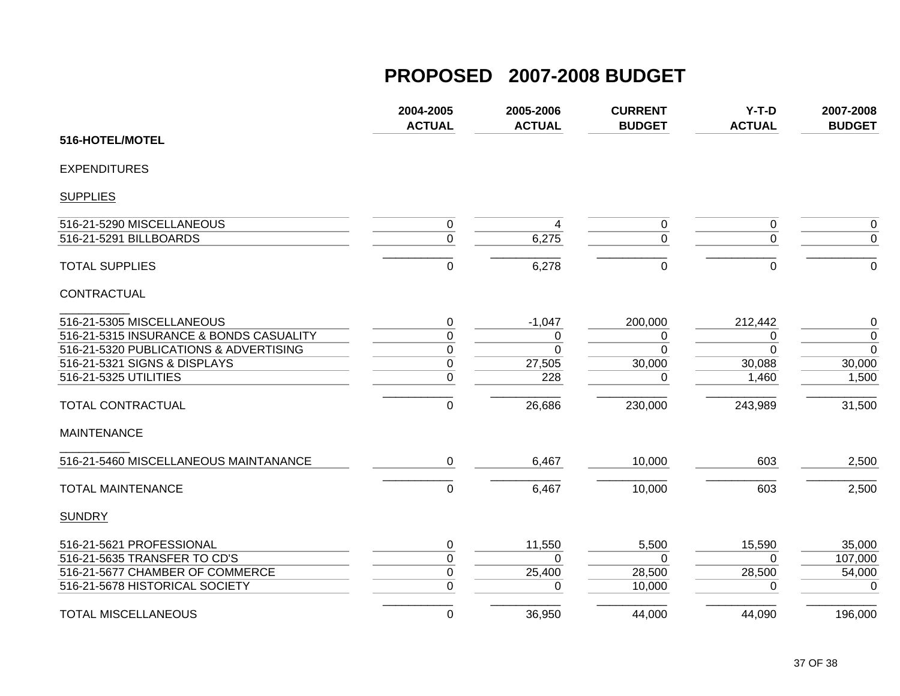# PROPOSED 2007-2008 BUDGET

| 516-HOTEL/MOTEL | 2004-2005 ACTUAL | 2005-2006 ACTUAL | CURRENT BUDGET | Y-T-D ACTUAL | 2007-2008 BUDGET |
|---|---|---|---|---|---|
| **EXPENDITURES** | | | | | |
| **SUPPLIES** | | | | | |
| 516-21-5290 MISCELLANEOUS | 0 | 4 | 0 | 0 | 0 |
| 516-21-5291 BILLBOARDS | 0 | 6,275 | 0 | 0 | 0 |
| TOTAL SUPPLIES | 0 | 6,278 | 0 | 0 | 0 |
| **CONTRACTUAL** | | | | | |
| 516-21-5305 MISCELLANEOUS | 0 | -1,047 | 200,000 | 212,442 | 0 |
| 516-21-5315 INSURANCE & BONDS CASUALITY | 0 | 0 | 0 | 0 | 0 |
| 516-21-5320 PUBLICATIONS & ADVERTISING | 0 | 0 | 0 | 0 | 0 |
| 516-21-5321 SIGNS & DISPLAYS | 0 | 27,505 | 30,000 | 30,088 | 30,000 |
| 516-21-5325 UTILITIES | 0 | 228 | 0 | 1,460 | 1,500 |
| TOTAL CONTRACTUAL | 0 | 26,686 | 230,000 | 243,989 | 31,500 |
| **MAINTENANCE** | | | | | |
| 516-21-5460 MISCELLANEOUS MAINTANANCE | 0 | 6,467 | 10,000 | 603 | 2,500 |
| TOTAL MAINTENANCE | 0 | 6,467 | 10,000 | 603 | 2,500 |
| **SUNDRY** | | | | | |
| 516-21-5621 PROFESSIONAL | 0 | 11,550 | 5,500 | 15,590 | 35,000 |
| 516-21-5635 TRANSFER TO CD'S | 0 | 0 | 0 | 0 | 107,000 |
| 516-21-5677 CHAMBER OF COMMERCE | 0 | 25,400 | 28,500 | 28,500 | 54,000 |
| 516-21-5678 HISTORICAL SOCIETY | 0 | 0 | 10,000 | 0 | 0 |
| TOTAL MISCELLANEOUS | 0 | 36,950 | 44,000 | 44,090 | 196,000 |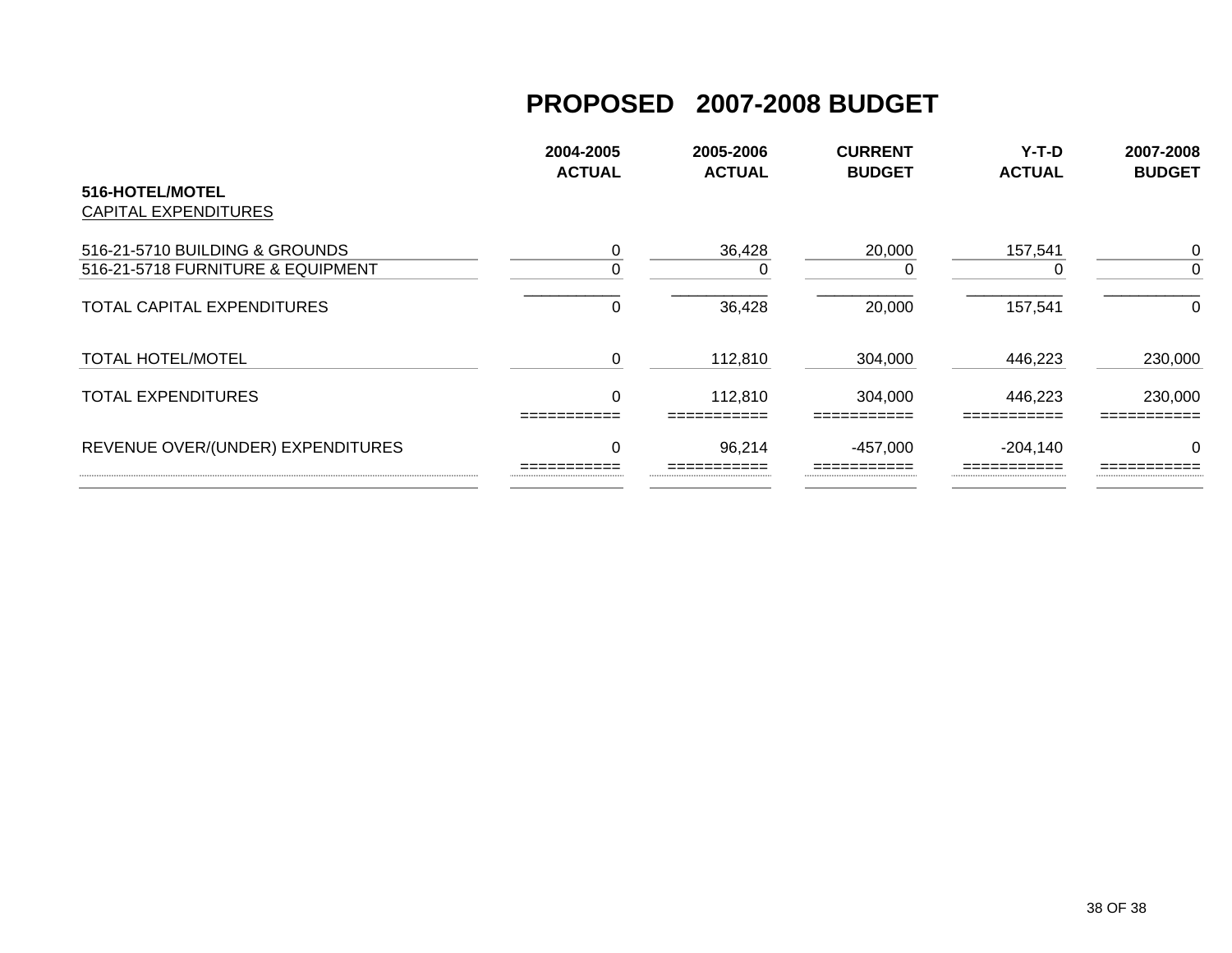# PROPOSED 2007-2008 BUDGET

| | 2004-2005 ACTUAL | 2005-2006 ACTUAL | CURRENT BUDGET | Y-T-D ACTUAL | 2007-2008 BUDGET |
|---|---|---|---|---|---|
| **516-HOTEL/MOTEL** | | | | | |
| CAPITAL EXPENDITURES | | | | | |
| 516-21-5710 BUILDING & GROUNDS | 0 | 36,428 | 20,000 | 157,541 | 0 |
| 516-21-5718 FURNITURE & EQUIPMENT | 0 | 0 | 0 | 0 | 0 |
| TOTAL CAPITAL EXPENDITURES | 0 | 36,428 | 20,000 | 157,541 | 0 |
| TOTAL HOTEL/MOTEL | 0 | 112,810 | 304,000 | 446,223 | 230,000 |
| TOTAL EXPENDITURES | 0 | 112,810 | 304,000 | 446,223 | 230,000 |
| REVENUE OVER/(UNDER) EXPENDITURES | 0 | 96,214 | -457,000 | -204,140 | 0 |